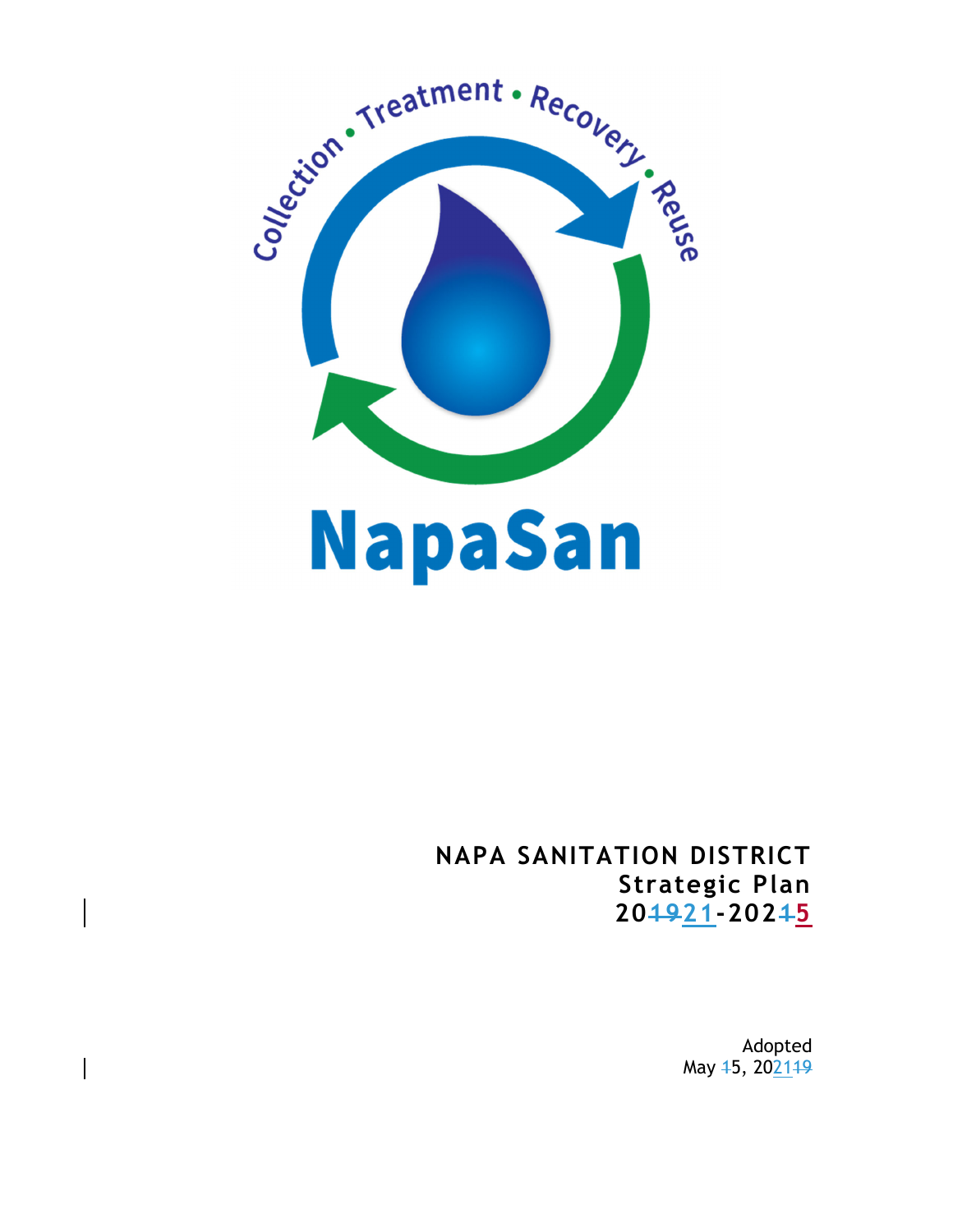Collection • Treatment • Recovery • Reuse

NapaSan

**NAPA SANITATION DISTRICT**

**Strategic Plan**

**20~~19~~21-202~~1~~5**

Adopted

May ~~1~~5, 2021~~19~~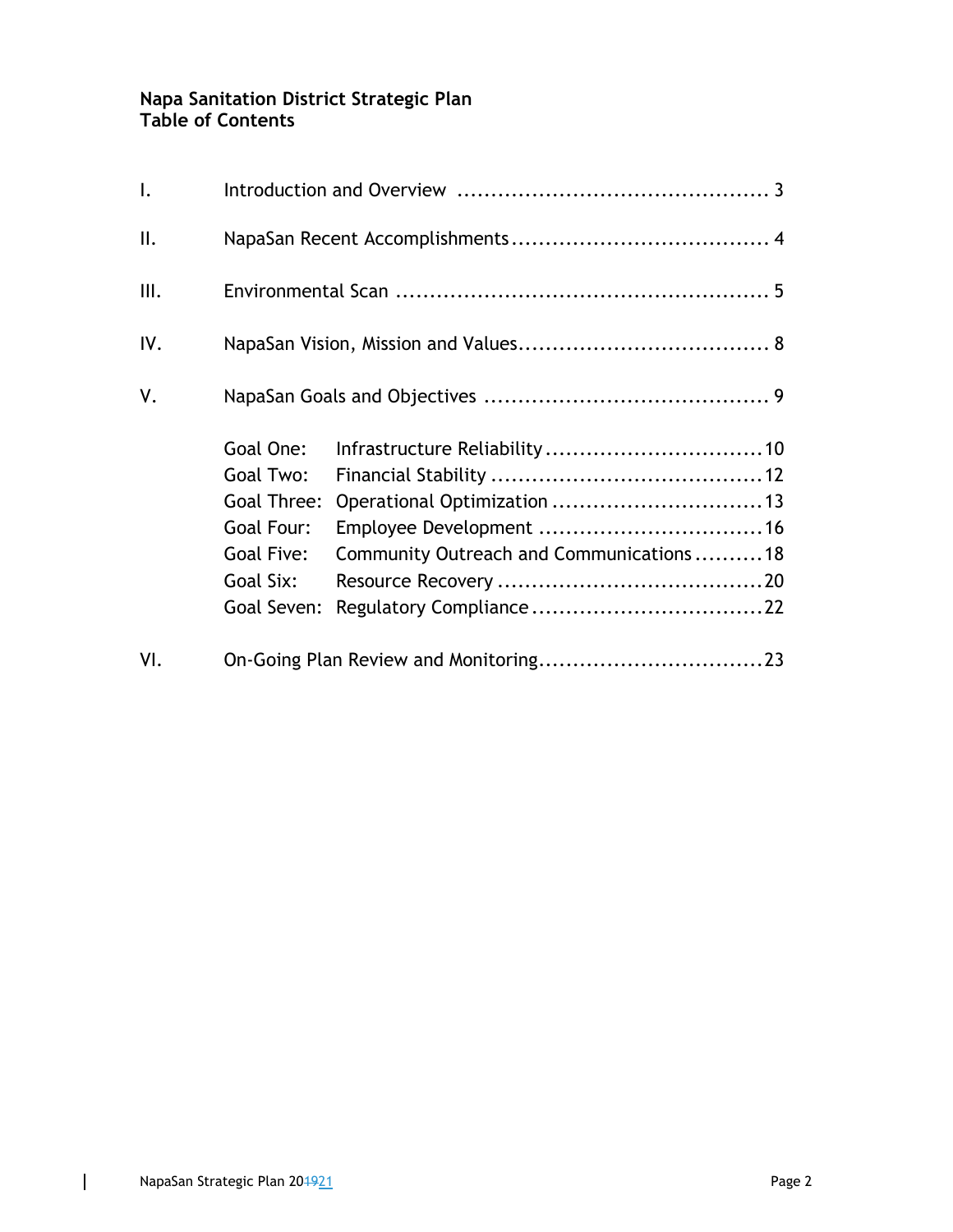**Napa Sanitation District Strategic Plan**
**Table of Contents**

| | | |
|---|---|---|
| I. | Introduction and Overview | 3 |
| II. | NapaSan Recent Accomplishments | 4 |
| III. | Environmental Scan | 5 |
| IV. | NapaSan Vision, Mission and Values | 8 |
| V. | NapaSan Goals and Objectives | 9 |
| | Goal One: Infrastructure Reliability | 10 |
| | Goal Two: Financial Stability | 12 |
| | Goal Three: Operational Optimization | 13 |
| | Goal Four: Employee Development | 16 |
| | Goal Five: Community Outreach and Communications | 18 |
| | Goal Six: Resource Recovery | 20 |
| | Goal Seven: Regulatory Compliance | 22 |
| VI. | On-Going Plan Review and Monitoring | 23 |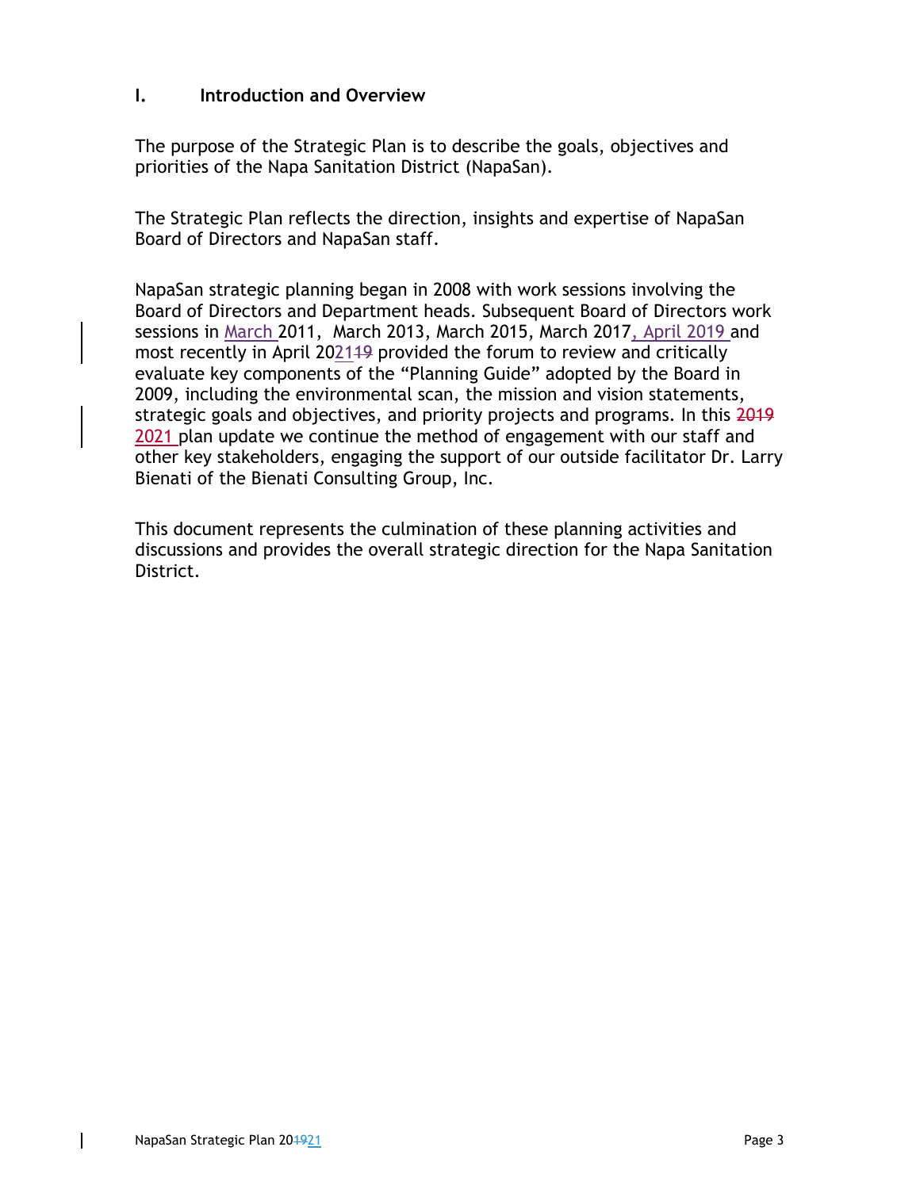## I. Introduction and Overview

The purpose of the Strategic Plan is to describe the goals, objectives and priorities of the Napa Sanitation District (NapaSan).

The Strategic Plan reflects the direction, insights and expertise of NapaSan Board of Directors and NapaSan staff.

NapaSan strategic planning began in 2008 with work sessions involving the Board of Directors and Department heads. Subsequent Board of Directors work sessions in March 2011, March 2013, March 2015, March 2017, April 2019 and most recently in April 2021~~19~~ provided the forum to review and critically evaluate key components of the "Planning Guide" adopted by the Board in 2009, including the environmental scan, the mission and vision statements, strategic goals and objectives, and priority projects and programs. In this ~~2019~~ 2021 plan update we continue the method of engagement with our staff and other key stakeholders, engaging the support of our outside facilitator Dr. Larry Bienati of the Bienati Consulting Group, Inc.

This document represents the culmination of these planning activities and discussions and provides the overall strategic direction for the Napa Sanitation District.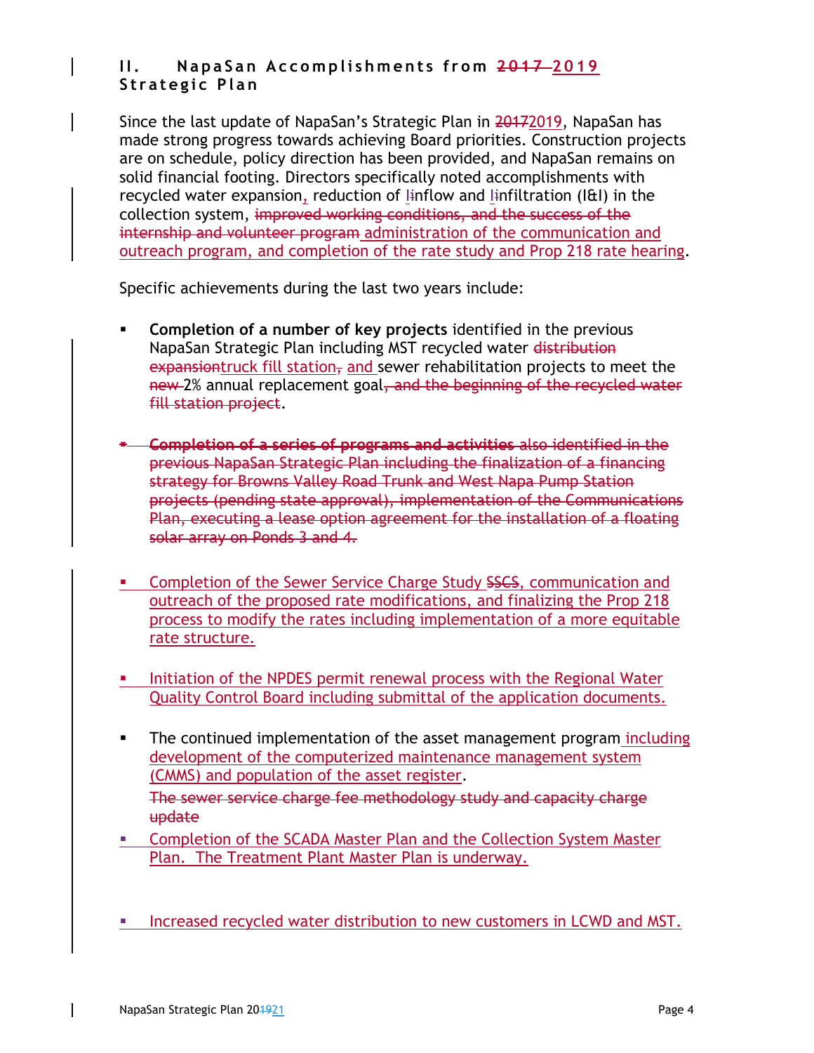## II. NapaSan Accomplishments from ~~2017~~ 2019 Strategic Plan

Since the last update of NapaSan's Strategic Plan in ~~2017~~2019, NapaSan has made strong progress towards achieving Board priorities. Construction projects are on schedule, policy direction has been provided, and NapaSan remains on solid financial footing. Directors specifically noted accomplishments with recycled water expansion, reduction of I~~i~~nflow and I~~i~~nfiltration (I&I) in the collection system, ~~improved working conditions, and the success of the internship and volunteer program~~ administration of the communication and outreach program, and completion of the rate study and Prop 218 rate hearing.

Specific achievements during the last two years include:

- **Completion of a number of key projects** identified in the previous NapaSan Strategic Plan including MST recycled water ~~distribution expansion~~truck fill station~~,~~ and sewer rehabilitation projects to meet the ~~new~~ 2% annual replacement goal~~, and the beginning of the recycled water fill station project~~.

- ~~**Completion of a series of programs and activities** also identified in the previous NapaSan Strategic Plan including the finalization of a financing strategy for Browns Valley Road Trunk and West Napa Pump Station projects (pending state approval), implementation of the Communications Plan, executing a lease option agreement for the installation of a floating solar array on Ponds 3 and 4.~~

- Completion of the Sewer Service Charge Study ~~SSCS~~, communication and outreach of the proposed rate modifications, and finalizing the Prop 218 process to modify the rates including implementation of a more equitable rate structure.

- Initiation of the NPDES permit renewal process with the Regional Water Quality Control Board including submittal of the application documents.

- The continued implementation of the asset management program including development of the computerized maintenance management system (CMMS) and population of the asset register.

  ~~The sewer service charge fee methodology study and capacity charge update~~

- Completion of the SCADA Master Plan and the Collection System Master Plan. The Treatment Plant Master Plan is underway.

- Increased recycled water distribution to new customers in LCWD and MST.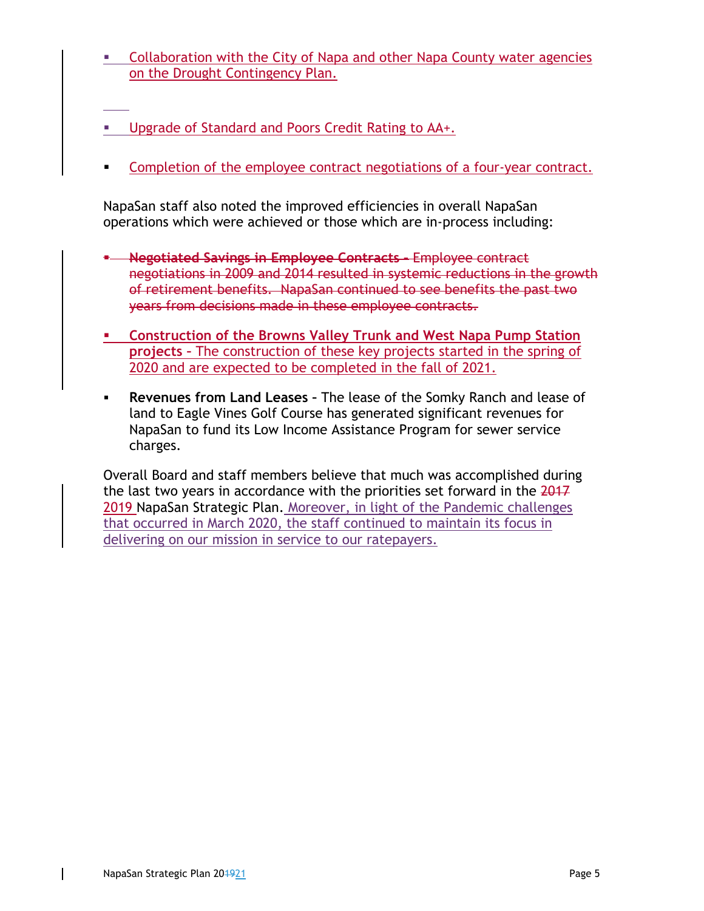- Collaboration with the City of Napa and other Napa County water agencies on the Drought Contingency Plan.

- Upgrade of Standard and Poors Credit Rating to AA+.

- Completion of the employee contract negotiations of a four-year contract.

NapaSan staff also noted the improved efficiencies in overall NapaSan operations which were achieved or those which are in-process including:

- ~~**Negotiated Savings in Employee Contracts** – Employee contract negotiations in 2009 and 2014 resulted in systemic reductions in the growth of retirement benefits. NapaSan continued to see benefits the past two years from decisions made in these employee contracts.~~

- **Construction of the Browns Valley Trunk and West Napa Pump Station projects** – The construction of these key projects started in the spring of 2020 and are expected to be completed in the fall of 2021.

- **Revenues from Land Leases** – The lease of the Somky Ranch and lease of land to Eagle Vines Golf Course has generated significant revenues for NapaSan to fund its Low Income Assistance Program for sewer service charges.

Overall Board and staff members believe that much was accomplished during the last two years in accordance with the priorities set forward in the ~~2017~~ 2019 NapaSan Strategic Plan. Moreover, in light of the Pandemic challenges that occurred in March 2020, the staff continued to maintain its focus in delivering on our mission in service to our ratepayers.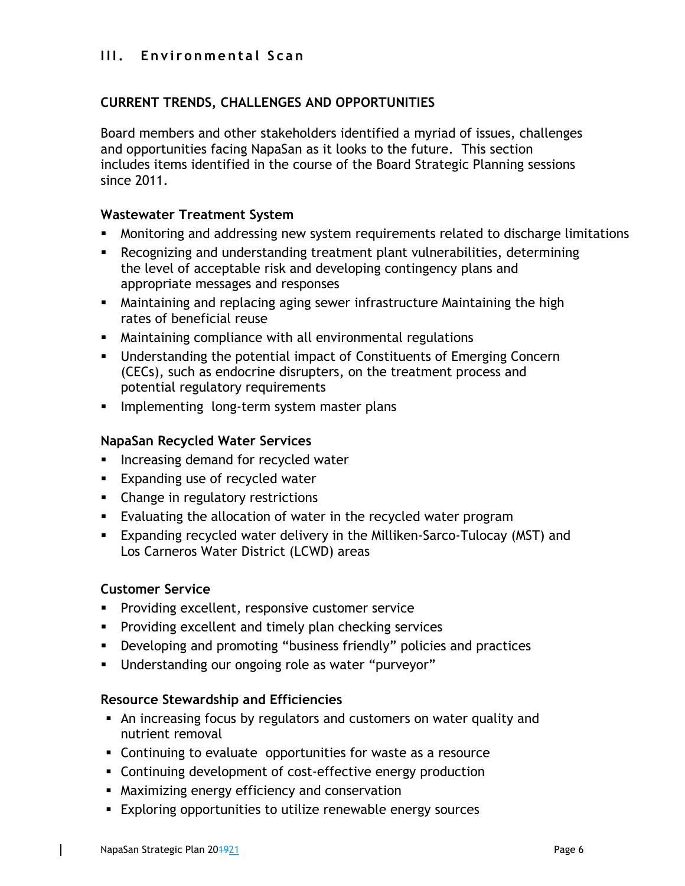## III. Environmental Scan

### CURRENT TRENDS, CHALLENGES AND OPPORTUNITIES

Board members and other stakeholders identified a myriad of issues, challenges and opportunities facing NapaSan as it looks to the future. This section includes items identified in the course of the Board Strategic Planning sessions since 2011.

#### Wastewater Treatment System

- Monitoring and addressing new system requirements related to discharge limitations
- Recognizing and understanding treatment plant vulnerabilities, determining the level of acceptable risk and developing contingency plans and appropriate messages and responses
- Maintaining and replacing aging sewer infrastructure Maintaining the high rates of beneficial reuse
- Maintaining compliance with all environmental regulations
- Understanding the potential impact of Constituents of Emerging Concern (CECs), such as endocrine disrupters, on the treatment process and potential regulatory requirements
- Implementing long-term system master plans

#### NapaSan Recycled Water Services

- Increasing demand for recycled water
- Expanding use of recycled water
- Change in regulatory restrictions
- Evaluating the allocation of water in the recycled water program
- Expanding recycled water delivery in the Milliken-Sarco-Tulocay (MST) and Los Carneros Water District (LCWD) areas

#### Customer Service

- Providing excellent, responsive customer service
- Providing excellent and timely plan checking services
- Developing and promoting "business friendly" policies and practices
- Understanding our ongoing role as water "purveyor"

#### Resource Stewardship and Efficiencies

- An increasing focus by regulators and customers on water quality and nutrient removal
- Continuing to evaluate opportunities for waste as a resource
- Continuing development of cost-effective energy production
- Maximizing energy efficiency and conservation
- Exploring opportunities to utilize renewable energy sources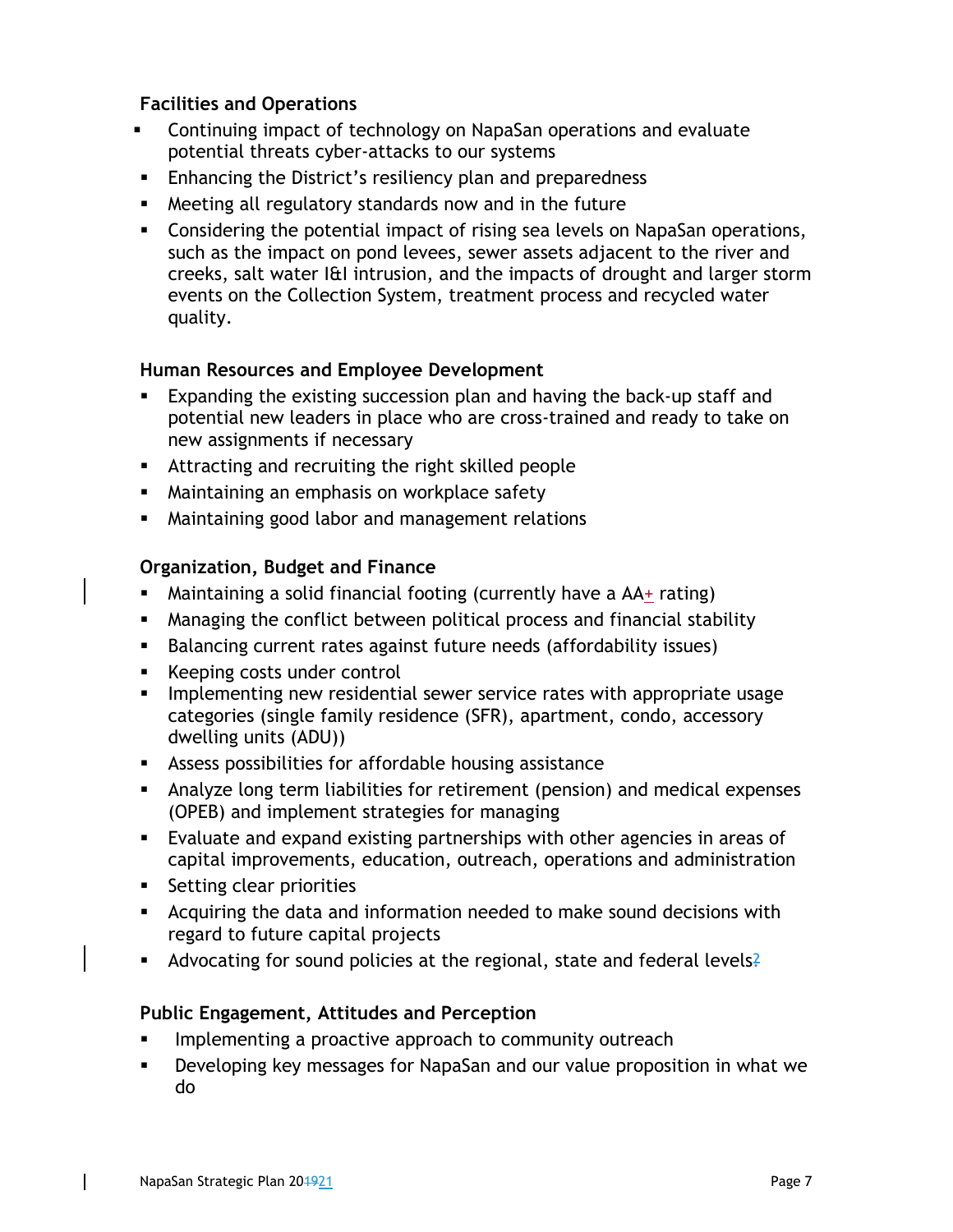**Facilities and Operations**

- Continuing impact of technology on NapaSan operations and evaluate potential threats cyber-attacks to our systems
- Enhancing the District's resiliency plan and preparedness
- Meeting all regulatory standards now and in the future
- Considering the potential impact of rising sea levels on NapaSan operations, such as the impact on pond levees, sewer assets adjacent to the river and creeks, salt water I&I intrusion, and the impacts of drought and larger storm events on the Collection System, treatment process and recycled water quality.

**Human Resources and Employee Development**

- Expanding the existing succession plan and having the back-up staff and potential new leaders in place who are cross-trained and ready to take on new assignments if necessary
- Attracting and recruiting the right skilled people
- Maintaining an emphasis on workplace safety
- Maintaining good labor and management relations

**Organization, Budget and Finance**

- Maintaining a solid financial footing (currently have a AA+ rating)
- Managing the conflict between political process and financial stability
- Balancing current rates against future needs (affordability issues)
- Keeping costs under control
- Implementing new residential sewer service rates with appropriate usage categories (single family residence (SFR), apartment, condo, accessory dwelling units (ADU))
- Assess possibilities for affordable housing assistance
- Analyze long term liabilities for retirement (pension) and medical expenses (OPEB) and implement strategies for managing
- Evaluate and expand existing partnerships with other agencies in areas of capital improvements, education, outreach, operations and administration
- Setting clear priorities
- Acquiring the data and information needed to make sound decisions with regard to future capital projects
- Advocating for sound policies at the regional, state and federal levels

**Public Engagement, Attitudes and Perception**

- Implementing a proactive approach to community outreach
- Developing key messages for NapaSan and our value proposition in what we do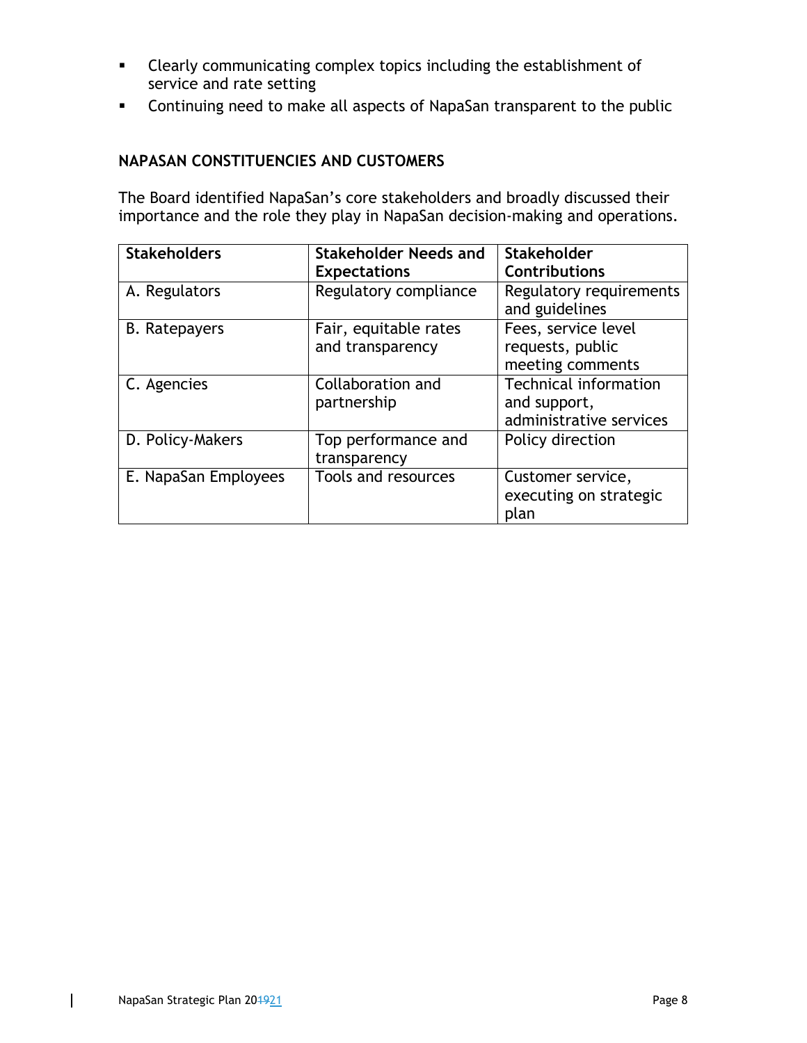- Clearly communicating complex topics including the establishment of service and rate setting
- Continuing need to make all aspects of NapaSan transparent to the public

## NAPASAN CONSTITUENCIES AND CUSTOMERS

The Board identified NapaSan's core stakeholders and broadly discussed their importance and the role they play in NapaSan decision-making and operations.

| Stakeholders | Stakeholder Needs and Expectations | Stakeholder Contributions |
| --- | --- | --- |
| A. Regulators | Regulatory compliance | Regulatory requirements and guidelines |
| B. Ratepayers | Fair, equitable rates and transparency | Fees, service level requests, public meeting comments |
| C. Agencies | Collaboration and partnership | Technical information and support, administrative services |
| D. Policy-Makers | Top performance and transparency | Policy direction |
| E. NapaSan Employees | Tools and resources | Customer service, executing on strategic plan |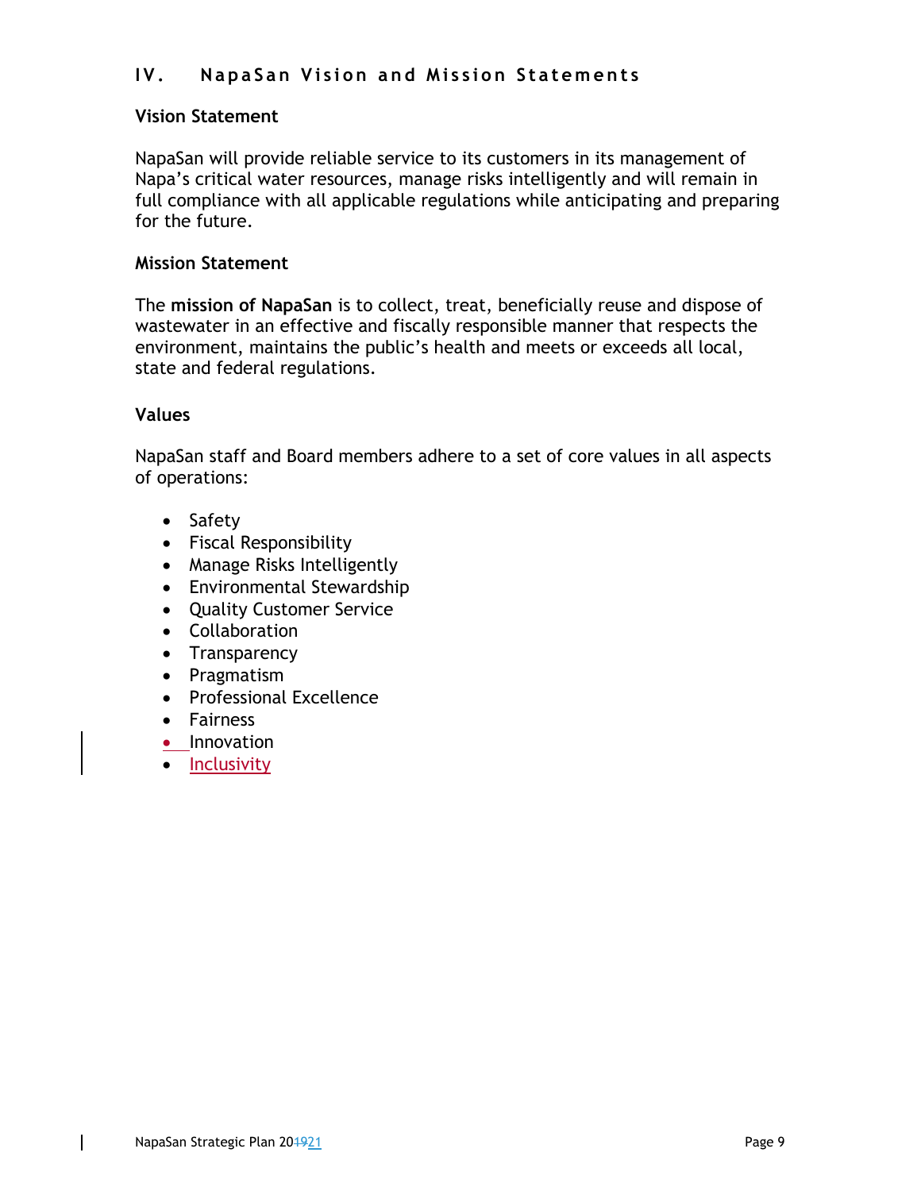## IV. NapaSan Vision and Mission Statements

### Vision Statement

NapaSan will provide reliable service to its customers in its management of Napa's critical water resources, manage risks intelligently and will remain in full compliance with all applicable regulations while anticipating and preparing for the future.

### Mission Statement

The **mission of NapaSan** is to collect, treat, beneficially reuse and dispose of wastewater in an effective and fiscally responsible manner that respects the environment, maintains the public's health and meets or exceeds all local, state and federal regulations.

### Values

NapaSan staff and Board members adhere to a set of core values in all aspects of operations:

- Safety
- Fiscal Responsibility
- Manage Risks Intelligently
- Environmental Stewardship
- Quality Customer Service
- Collaboration
- Transparency
- Pragmatism
- Professional Excellence
- Fairness
- Innovation
- Inclusivity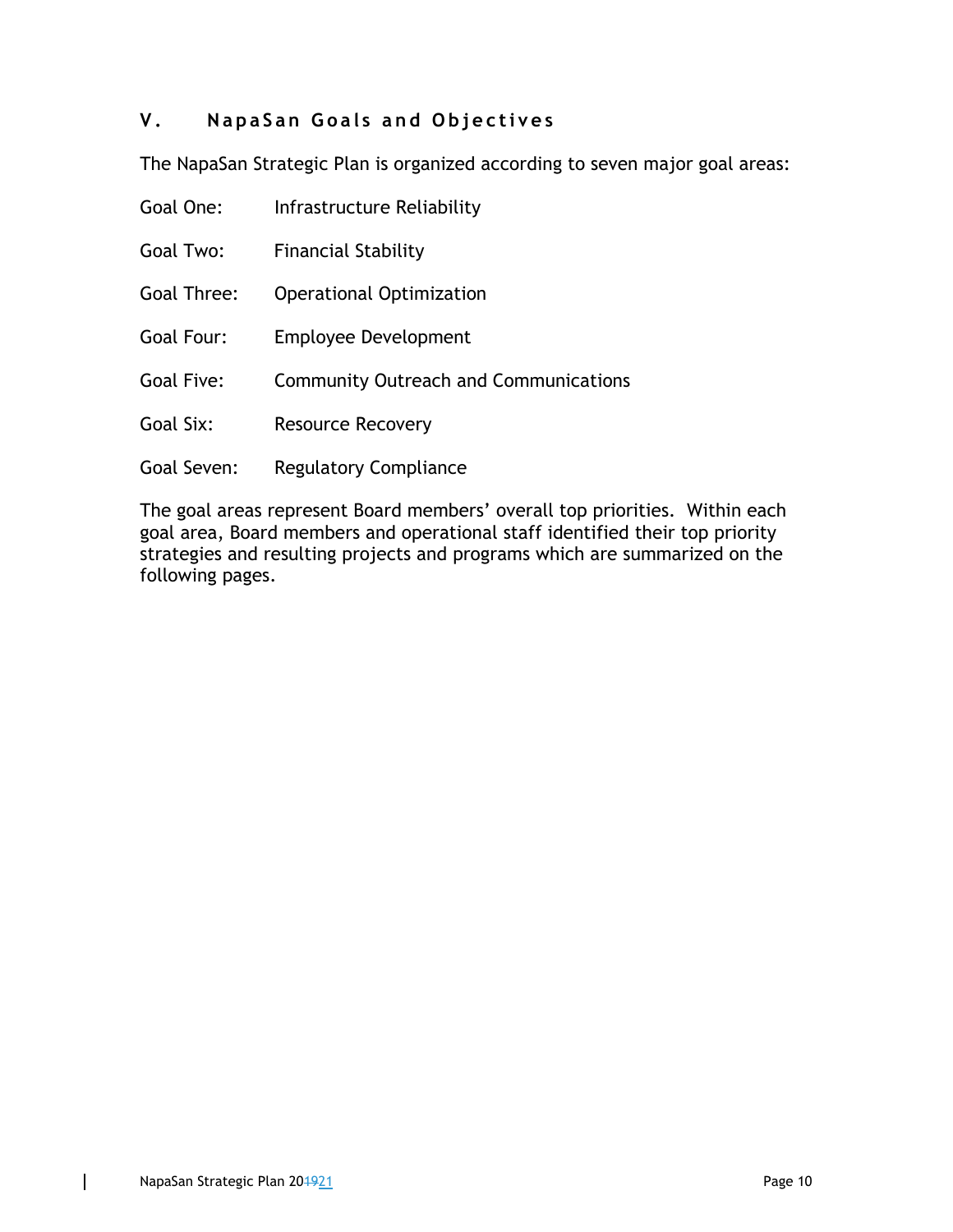## V. NapaSan Goals and Objectives

The NapaSan Strategic Plan is organized according to seven major goal areas:

Goal One: Infrastructure Reliability

Goal Two: Financial Stability

Goal Three: Operational Optimization

Goal Four: Employee Development

Goal Five: Community Outreach and Communications

Goal Six: Resource Recovery

Goal Seven: Regulatory Compliance

The goal areas represent Board members' overall top priorities. Within each goal area, Board members and operational staff identified their top priority strategies and resulting projects and programs which are summarized on the following pages.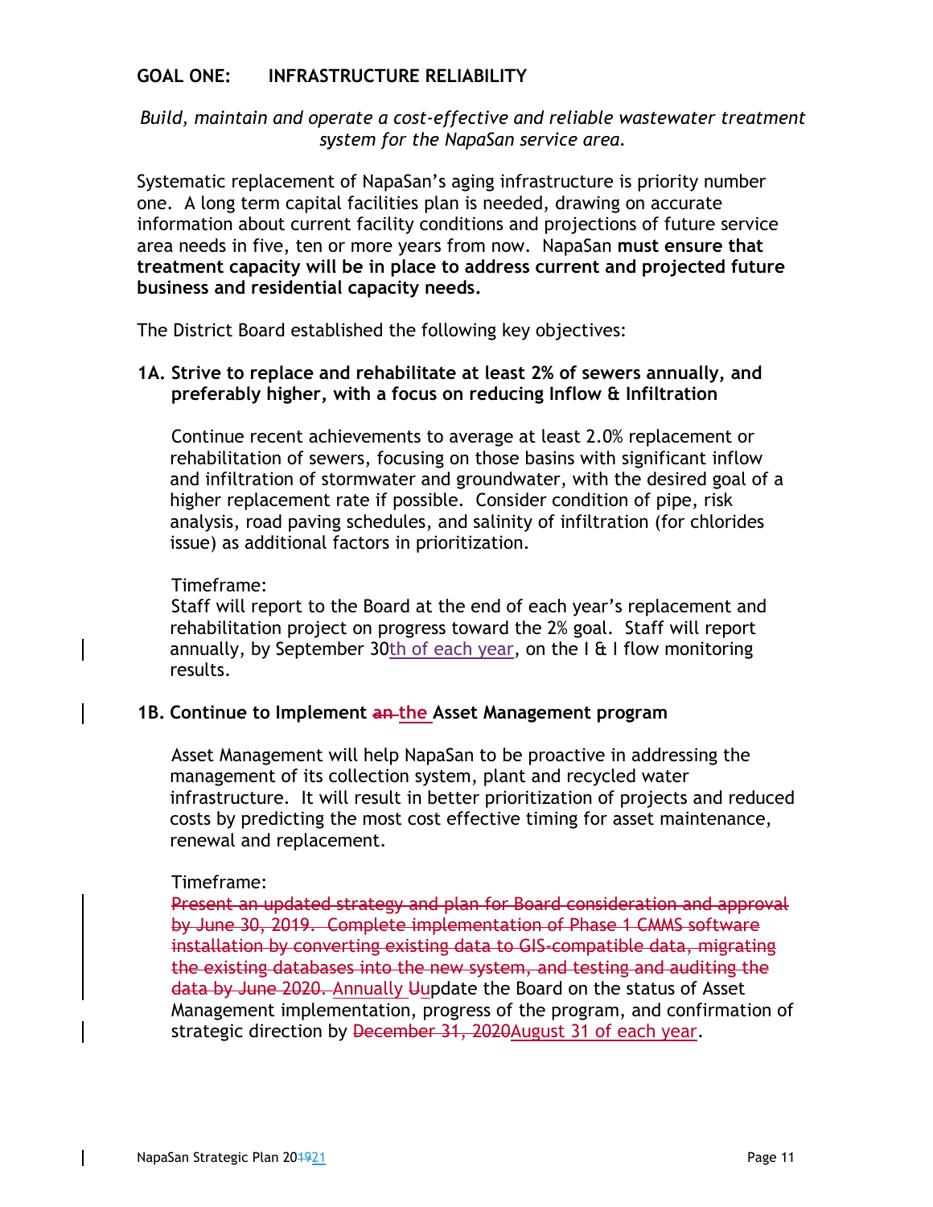## GOAL ONE: INFRASTRUCTURE RELIABILITY

*Build, maintain and operate a cost-effective and reliable wastewater treatment system for the NapaSan service area.*

Systematic replacement of NapaSan's aging infrastructure is priority number one. A long term capital facilities plan is needed, drawing on accurate information about current facility conditions and projections of future service area needs in five, ten or more years from now. NapaSan **must ensure that treatment capacity will be in place to address current and projected future business and residential capacity needs.**

The District Board established the following key objectives:

### 1A. Strive to replace and rehabilitate at least 2% of sewers annually, and preferably higher, with a focus on reducing Inflow & Infiltration

Continue recent achievements to average at least 2.0% replacement or rehabilitation of sewers, focusing on those basins with significant inflow and infiltration of stormwater and groundwater, with the desired goal of a higher replacement rate if possible. Consider condition of pipe, risk analysis, road paving schedules, and salinity of infiltration (for chlorides issue) as additional factors in prioritization.

Timeframe:
Staff will report to the Board at the end of each year's replacement and rehabilitation project on progress toward the 2% goal. Staff will report annually, by September 30th of each year, on the I & I flow monitoring results.

### 1B. Continue to Implement ~~an~~ the Asset Management program

Asset Management will help NapaSan to be proactive in addressing the management of its collection system, plant and recycled water infrastructure. It will result in better prioritization of projects and reduced costs by predicting the most cost effective timing for asset maintenance, renewal and replacement.

Timeframe:
~~Present an updated strategy and plan for Board consideration and approval by June 30, 2019. Complete implementation of Phase 1 CMMS software installation by converting existing data to GIS-compatible data, migrating the existing databases into the new system, and testing and auditing the data by June 2020.~~ Annually ~~U~~update the Board on the status of Asset Management implementation, progress of the program, and confirmation of strategic direction by ~~December 31, 2020~~August 31 of each year.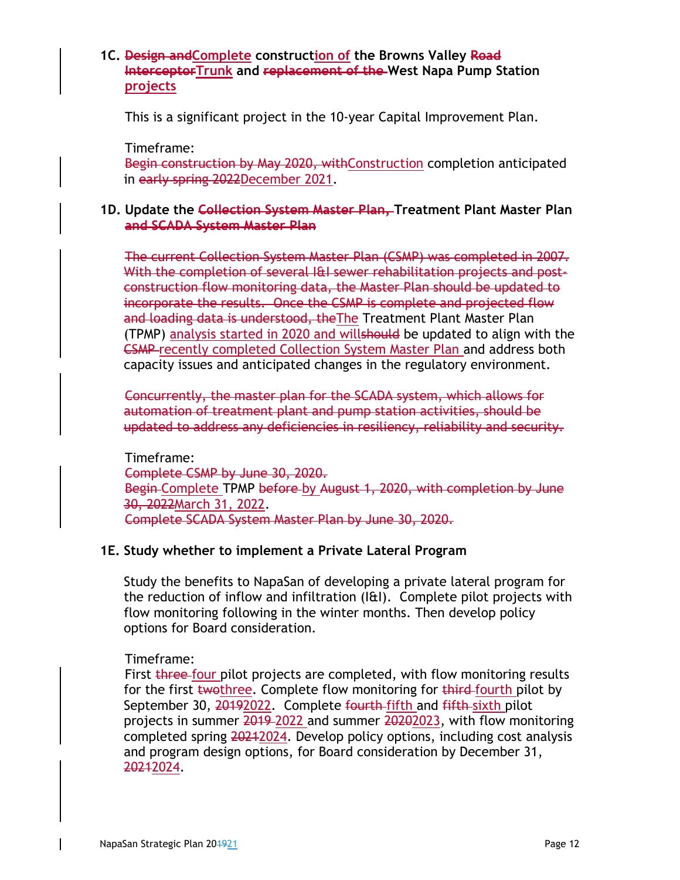**1C. ~~Design and~~Complete construction of the Browns Valley ~~Road Interceptor~~Trunk and ~~replacement of the~~ West Napa Pump Station projects**

This is a significant project in the 10-year Capital Improvement Plan.

Timeframe:
~~Begin construction by May 2020, with~~Construction completion anticipated in ~~early spring 2022~~December 2021.

**1D. Update the ~~Collection System Master Plan,~~ Treatment Plant Master Plan ~~and SCADA System Master Plan~~**

~~The current Collection System Master Plan (CSMP) was completed in 2007. With the completion of several I&I sewer rehabilitation projects and post-construction flow monitoring data, the Master Plan should be updated to incorporate the results. Once the CSMP is complete and projected flow and loading data is understood, the~~The Treatment Plant Master Plan (TPMP) analysis started in 2020 and will~~should~~ be updated to align with the ~~CSMP~~ recently completed Collection System Master Plan and address both capacity issues and anticipated changes in the regulatory environment.

~~Concurrently, the master plan for the SCADA system, which allows for automation of treatment plant and pump station activities, should be updated to address any deficiencies in resiliency, reliability and security.~~

Timeframe:
~~Complete CSMP by June 30, 2020.~~
~~Begin~~ Complete TPMP ~~before~~ by ~~August 1, 2020, with completion by June 30, 2022~~March 31, 2022.
~~Complete SCADA System Master Plan by June 30, 2020.~~

**1E. Study whether to implement a Private Lateral Program**

Study the benefits to NapaSan of developing a private lateral program for the reduction of inflow and infiltration (I&I). Complete pilot projects with flow monitoring following in the winter months. Then develop policy options for Board consideration.

Timeframe:
First ~~three~~ four pilot projects are completed, with flow monitoring results for the first ~~two~~three. Complete flow monitoring for ~~third~~ fourth pilot by September 30, ~~2019~~2022. Complete ~~fourth~~ fifth and ~~fifth~~ sixth pilot projects in summer ~~2019~~ 2022 and summer ~~2020~~2023, with flow monitoring completed spring ~~2021~~2024. Develop policy options, including cost analysis and program design options, for Board consideration by December 31, ~~2021~~2024.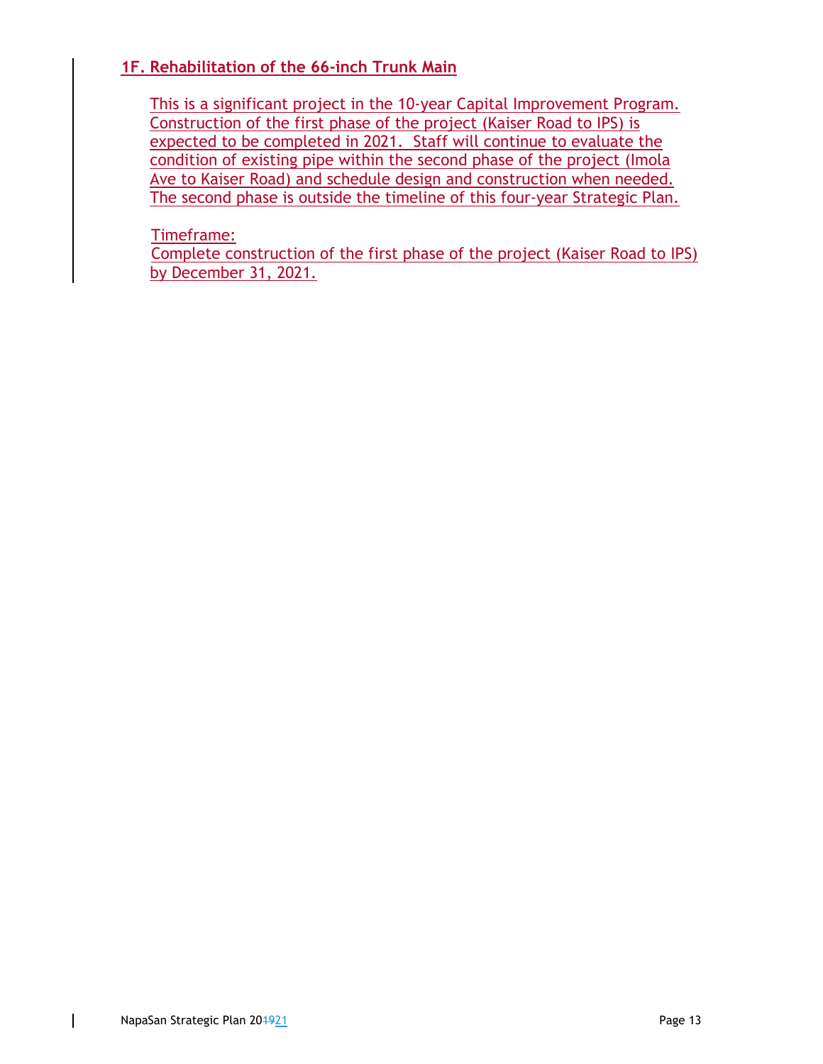### 1F. Rehabilitation of the 66-inch Trunk Main

This is a significant project in the 10-year Capital Improvement Program. Construction of the first phase of the project (Kaiser Road to IPS) is expected to be completed in 2021. Staff will continue to evaluate the condition of existing pipe within the second phase of the project (Imola Ave to Kaiser Road) and schedule design and construction when needed. The second phase is outside the timeline of this four-year Strategic Plan.

Timeframe:
Complete construction of the first phase of the project (Kaiser Road to IPS) by December 31, 2021.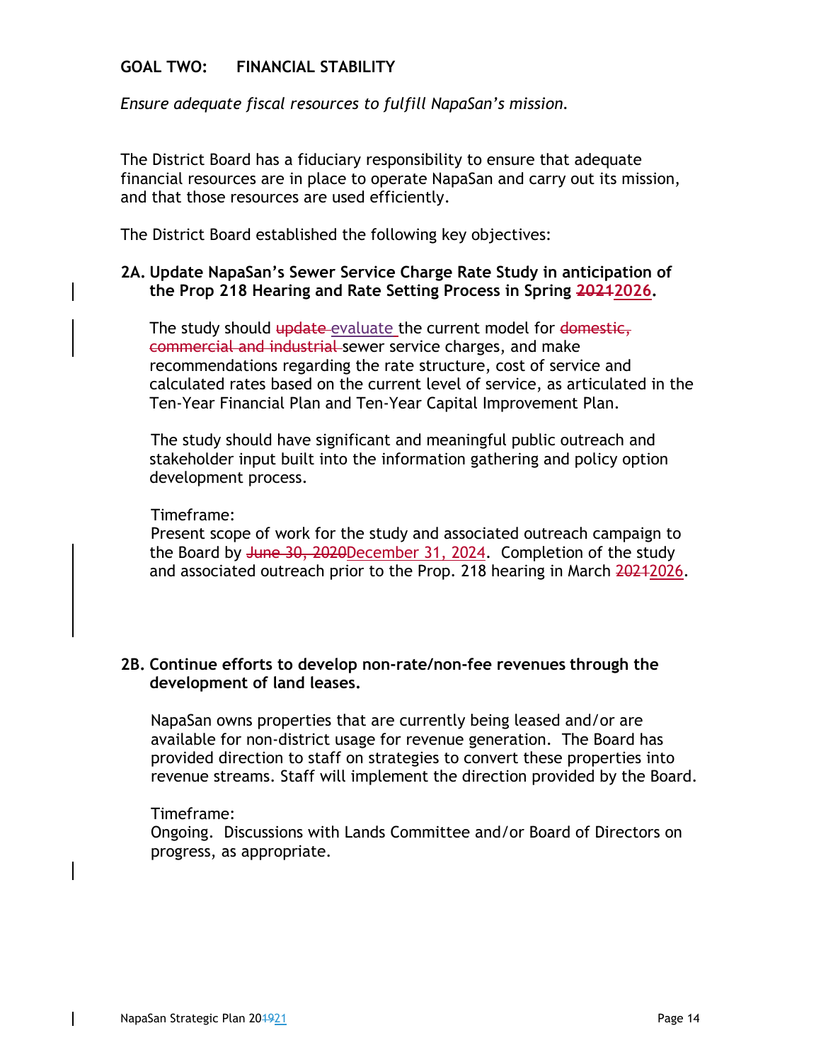## GOAL TWO: FINANCIAL STABILITY

*Ensure adequate fiscal resources to fulfill NapaSan's mission.*

The District Board has a fiduciary responsibility to ensure that adequate financial resources are in place to operate NapaSan and carry out its mission, and that those resources are used efficiently.

The District Board established the following key objectives:

### 2A. Update NapaSan's Sewer Service Charge Rate Study in anticipation of the Prop 218 Hearing and Rate Setting Process in Spring ~~2021~~2026.

The study should ~~update~~ evaluate the current model for ~~domestic, commercial and industrial~~ sewer service charges, and make recommendations regarding the rate structure, cost of service and calculated rates based on the current level of service, as articulated in the Ten-Year Financial Plan and Ten-Year Capital Improvement Plan.

The study should have significant and meaningful public outreach and stakeholder input built into the information gathering and policy option development process.

Timeframe:
Present scope of work for the study and associated outreach campaign to the Board by ~~June 30, 2020~~December 31, 2024. Completion of the study and associated outreach prior to the Prop. 218 hearing in March ~~2021~~2026.

### 2B. Continue efforts to develop non-rate/non-fee revenues through the development of land leases.

NapaSan owns properties that are currently being leased and/or are available for non-district usage for revenue generation. The Board has provided direction to staff on strategies to convert these properties into revenue streams. Staff will implement the direction provided by the Board.

Timeframe:
Ongoing. Discussions with Lands Committee and/or Board of Directors on progress, as appropriate.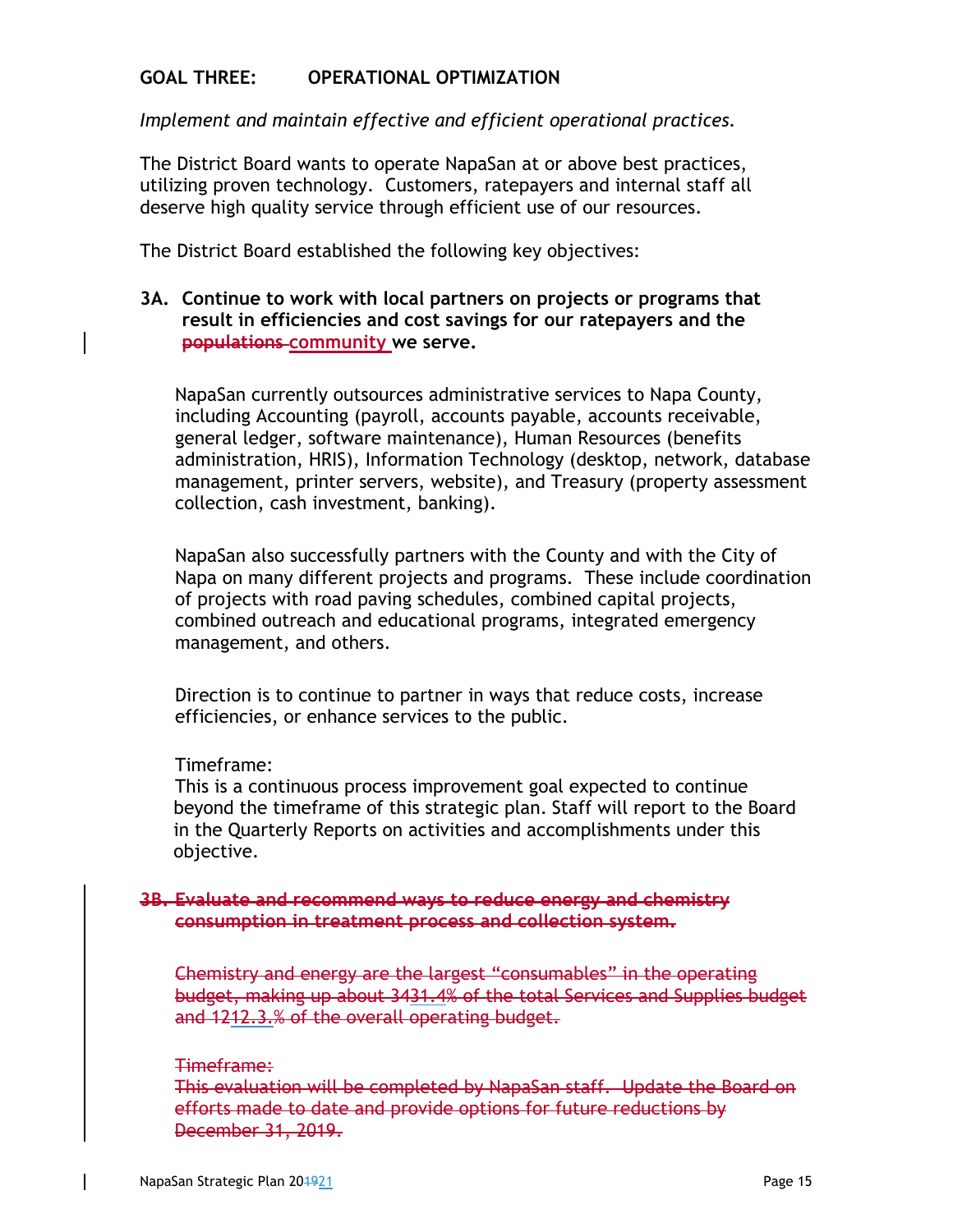## GOAL THREE: OPERATIONAL OPTIMIZATION

*Implement and maintain effective and efficient operational practices.*

The District Board wants to operate NapaSan at or above best practices, utilizing proven technology. Customers, ratepayers and internal staff all deserve high quality service through efficient use of our resources.

The District Board established the following key objectives:

**3A. Continue to work with local partners on projects or programs that result in efficiencies and cost savings for our ratepayers and the ~~populations~~ community we serve.**

NapaSan currently outsources administrative services to Napa County, including Accounting (payroll, accounts payable, accounts receivable, general ledger, software maintenance), Human Resources (benefits administration, HRIS), Information Technology (desktop, network, database management, printer servers, website), and Treasury (property assessment collection, cash investment, banking).

NapaSan also successfully partners with the County and with the City of Napa on many different projects and programs. These include coordination of projects with road paving schedules, combined capital projects, combined outreach and educational programs, integrated emergency management, and others.

Direction is to continue to partner in ways that reduce costs, increase efficiencies, or enhance services to the public.

Timeframe:
This is a continuous process improvement goal expected to continue beyond the timeframe of this strategic plan. Staff will report to the Board in the Quarterly Reports on activities and accomplishments under this objective.

~~**3B. Evaluate and recommend ways to reduce energy and chemistry consumption in treatment process and collection system.**~~

~~Chemistry and energy are the largest "consumables" in the operating budget, making up about ~~34~~31.4% of the total Services and Supplies budget and ~~12~~12.3.% of the overall operating budget.~~

~~Timeframe:~~
~~This evaluation will be completed by NapaSan staff. Update the Board on efforts made to date and provide options for future reductions by December 31, 2019.~~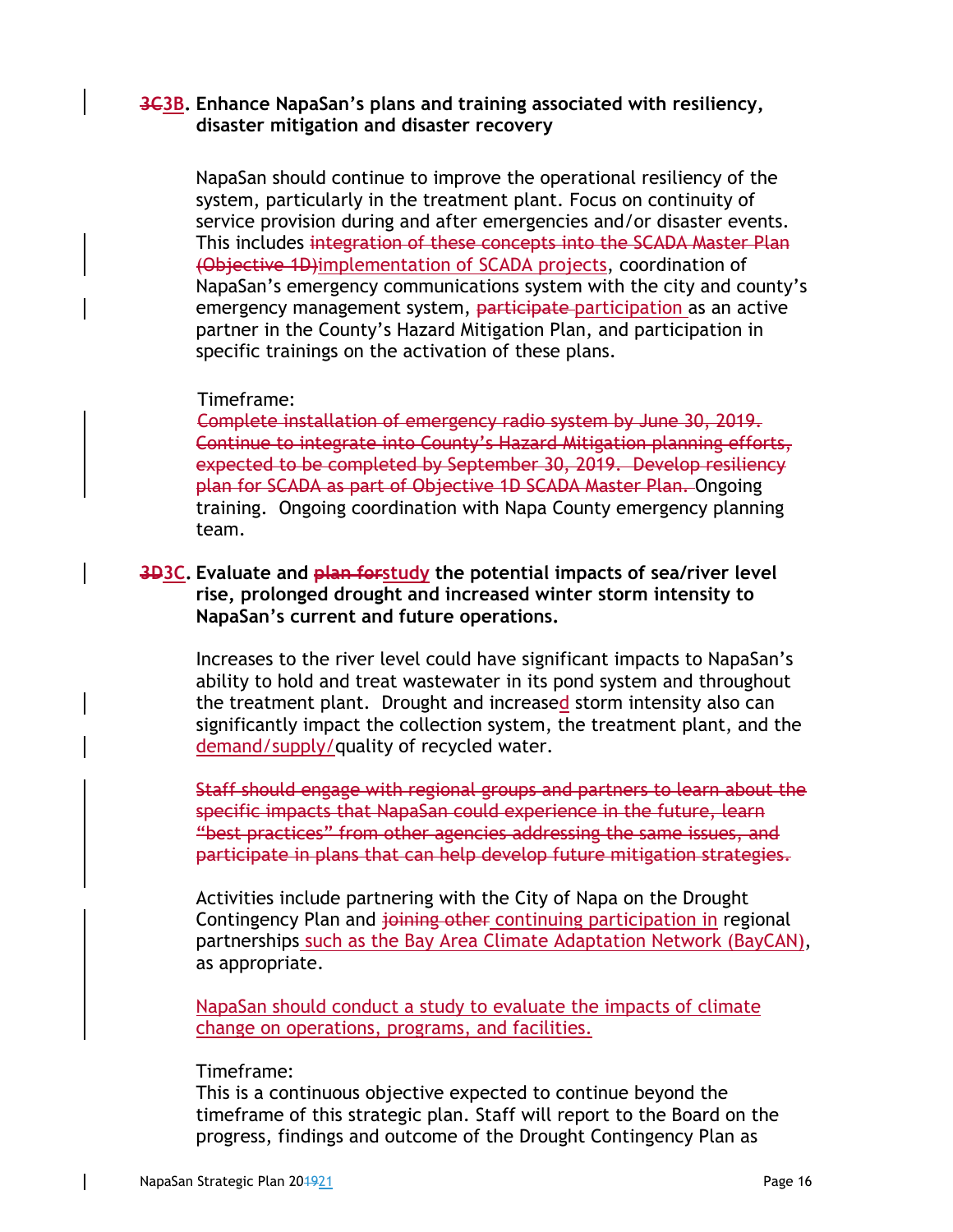### ~~3C~~3B. Enhance NapaSan's plans and training associated with resiliency, disaster mitigation and disaster recovery

NapaSan should continue to improve the operational resiliency of the system, particularly in the treatment plant. Focus on continuity of service provision during and after emergencies and/or disaster events. This includes ~~integration of these concepts into the SCADA Master Plan (Objective 1D)~~implementation of SCADA projects, coordination of NapaSan's emergency communications system with the city and county's emergency management system, ~~participate~~ participation as an active partner in the County's Hazard Mitigation Plan, and participation in specific trainings on the activation of these plans.

Timeframe:
~~Complete installation of emergency radio system by June 30, 2019. Continue to integrate into County's Hazard Mitigation planning efforts, expected to be completed by September 30, 2019. Develop resiliency plan for SCADA as part of Objective 1D SCADA Master Plan.~~ Ongoing training. Ongoing coordination with Napa County emergency planning team.

### ~~3D~~3C. Evaluate and ~~plan for~~study the potential impacts of sea/river level rise, prolonged drought and increased winter storm intensity to NapaSan's current and future operations.

Increases to the river level could have significant impacts to NapaSan's ability to hold and treat wastewater in its pond system and throughout the treatment plant. Drought and increased storm intensity also can significantly impact the collection system, the treatment plant, and the demand/supply/quality of recycled water.

~~Staff should engage with regional groups and partners to learn about the specific impacts that NapaSan could experience in the future, learn "best practices" from other agencies addressing the same issues, and participate in plans that can help develop future mitigation strategies.~~

Activities include partnering with the City of Napa on the Drought Contingency Plan and ~~joining other~~ continuing participation in regional partnerships such as the Bay Area Climate Adaptation Network (BayCAN), as appropriate.

NapaSan should conduct a study to evaluate the impacts of climate change on operations, programs, and facilities.

Timeframe:
This is a continuous objective expected to continue beyond the timeframe of this strategic plan. Staff will report to the Board on the progress, findings and outcome of the Drought Contingency Plan as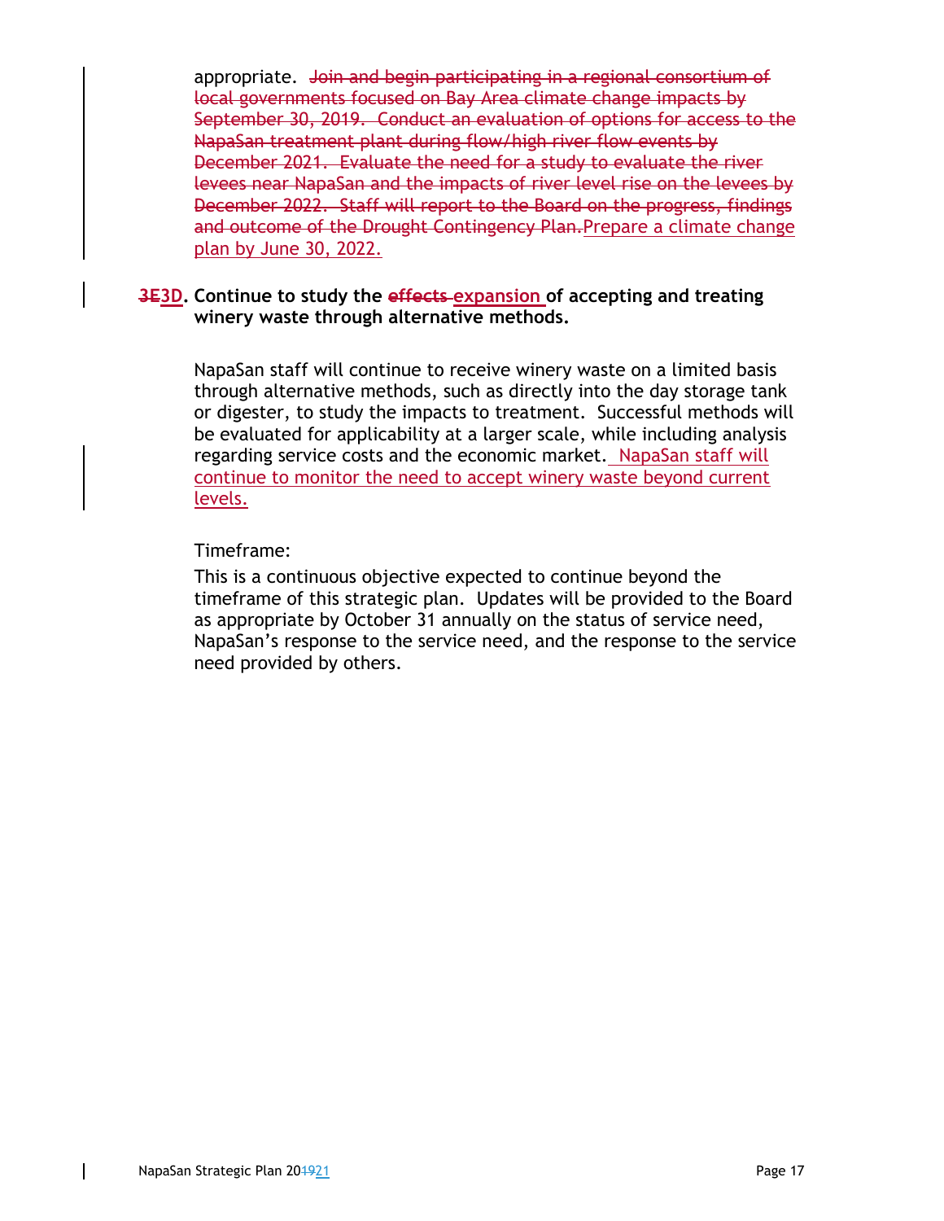appropriate. ~~Join and begin participating in a regional consortium of local governments focused on Bay Area climate change impacts by September 30, 2019. Conduct an evaluation of options for access to the NapaSan treatment plant during flow/high river flow events by December 2021. Evaluate the need for a study to evaluate the river levees near NapaSan and the impacts of river level rise on the levees by December 2022. Staff will report to the Board on the progress, findings and outcome of the Drought Contingency Plan.~~ Prepare a climate change plan by June 30, 2022.

**~~3E~~3D. Continue to study the ~~effects~~ expansion of accepting and treating winery waste through alternative methods.**

NapaSan staff will continue to receive winery waste on a limited basis through alternative methods, such as directly into the day storage tank or digester, to study the impacts to treatment. Successful methods will be evaluated for applicability at a larger scale, while including analysis regarding service costs and the economic market. NapaSan staff will continue to monitor the need to accept winery waste beyond current levels.

Timeframe:

This is a continuous objective expected to continue beyond the timeframe of this strategic plan. Updates will be provided to the Board as appropriate by October 31 annually on the status of service need, NapaSan's response to the service need, and the response to the service need provided by others.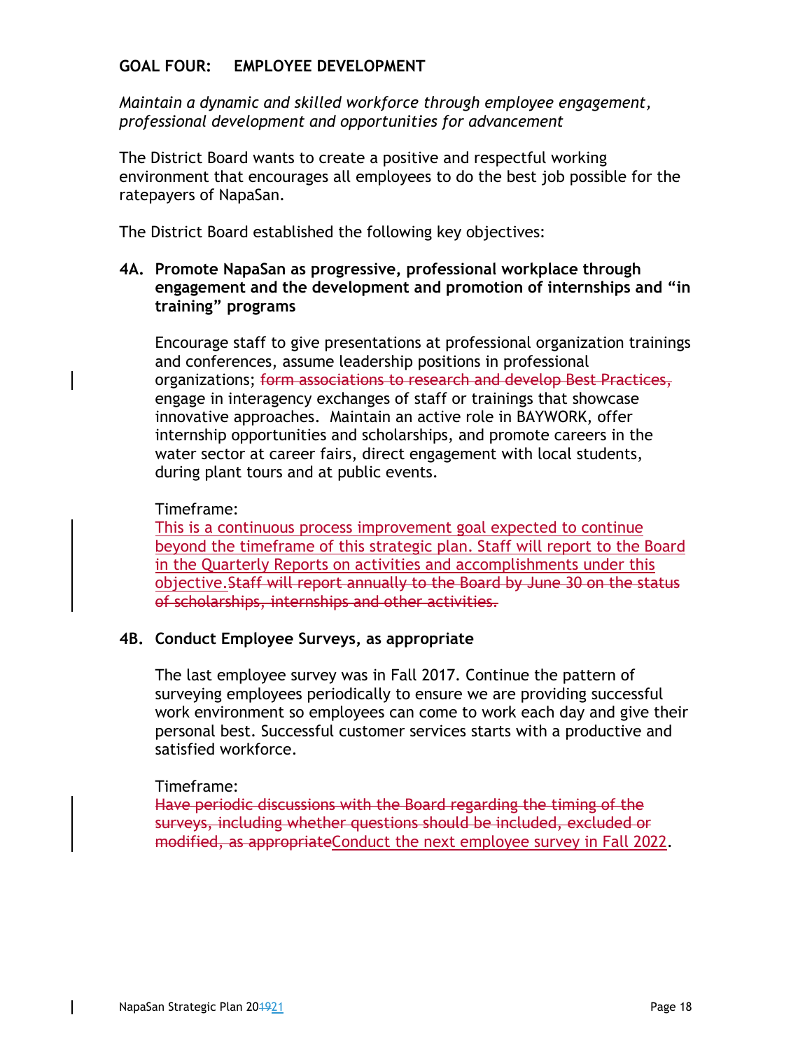## GOAL FOUR: EMPLOYEE DEVELOPMENT

*Maintain a dynamic and skilled workforce through employee engagement, professional development and opportunities for advancement*

The District Board wants to create a positive and respectful working environment that encourages all employees to do the best job possible for the ratepayers of NapaSan.

The District Board established the following key objectives:

### 4A. Promote NapaSan as progressive, professional workplace through engagement and the development and promotion of internships and "in training" programs

Encourage staff to give presentations at professional organization trainings and conferences, assume leadership positions in professional organizations; ~~form associations to research and develop Best Practices,~~ engage in interagency exchanges of staff or trainings that showcase innovative approaches. Maintain an active role in BAYWORK, offer internship opportunities and scholarships, and promote careers in the water sector at career fairs, direct engagement with local students, during plant tours and at public events.

Timeframe:
<u>This is a continuous process improvement goal expected to continue beyond the timeframe of this strategic plan. Staff will report to the Board in the Quarterly Reports on activities and accomplishments under this objective.</u>~~Staff will report annually to the Board by June 30 on the status of scholarships, internships and other activities.~~

### 4B. Conduct Employee Surveys, as appropriate

The last employee survey was in Fall 2017. Continue the pattern of surveying employees periodically to ensure we are providing successful work environment so employees can come to work each day and give their personal best. Successful customer services starts with a productive and satisfied workforce.

Timeframe:
~~Have periodic discussions with the Board regarding the timing of the surveys, including whether questions should be included, excluded or modified, as appropriate~~<u>Conduct the next employee survey in Fall 2022</u>.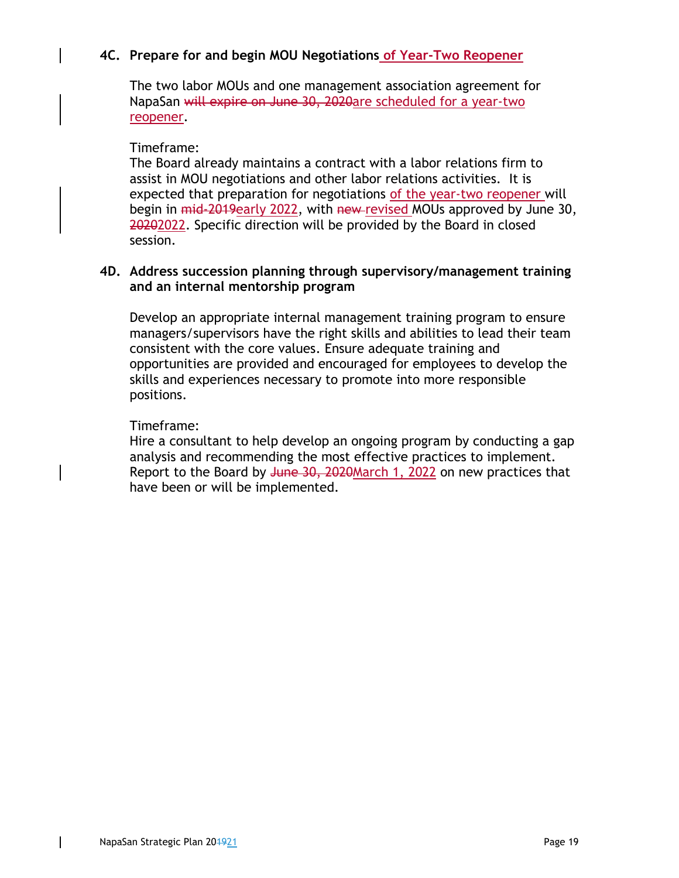### 4C. Prepare for and begin MOU Negotiations of Year-Two Reopener

The two labor MOUs and one management association agreement for NapaSan ~~will expire on June 30, 2020~~are scheduled for a year-two reopener.

Timeframe:
The Board already maintains a contract with a labor relations firm to assist in MOU negotiations and other labor relations activities. It is expected that preparation for negotiations of the year-two reopener will begin in ~~mid-2019~~early 2022, with ~~new~~ revised MOUs approved by June 30, ~~2020~~2022. Specific direction will be provided by the Board in closed session.

### 4D. Address succession planning through supervisory/management training and an internal mentorship program

Develop an appropriate internal management training program to ensure managers/supervisors have the right skills and abilities to lead their team consistent with the core values. Ensure adequate training and opportunities are provided and encouraged for employees to develop the skills and experiences necessary to promote into more responsible positions.

Timeframe:
Hire a consultant to help develop an ongoing program by conducting a gap analysis and recommending the most effective practices to implement. Report to the Board by ~~June 30, 2020~~March 1, 2022 on new practices that have been or will be implemented.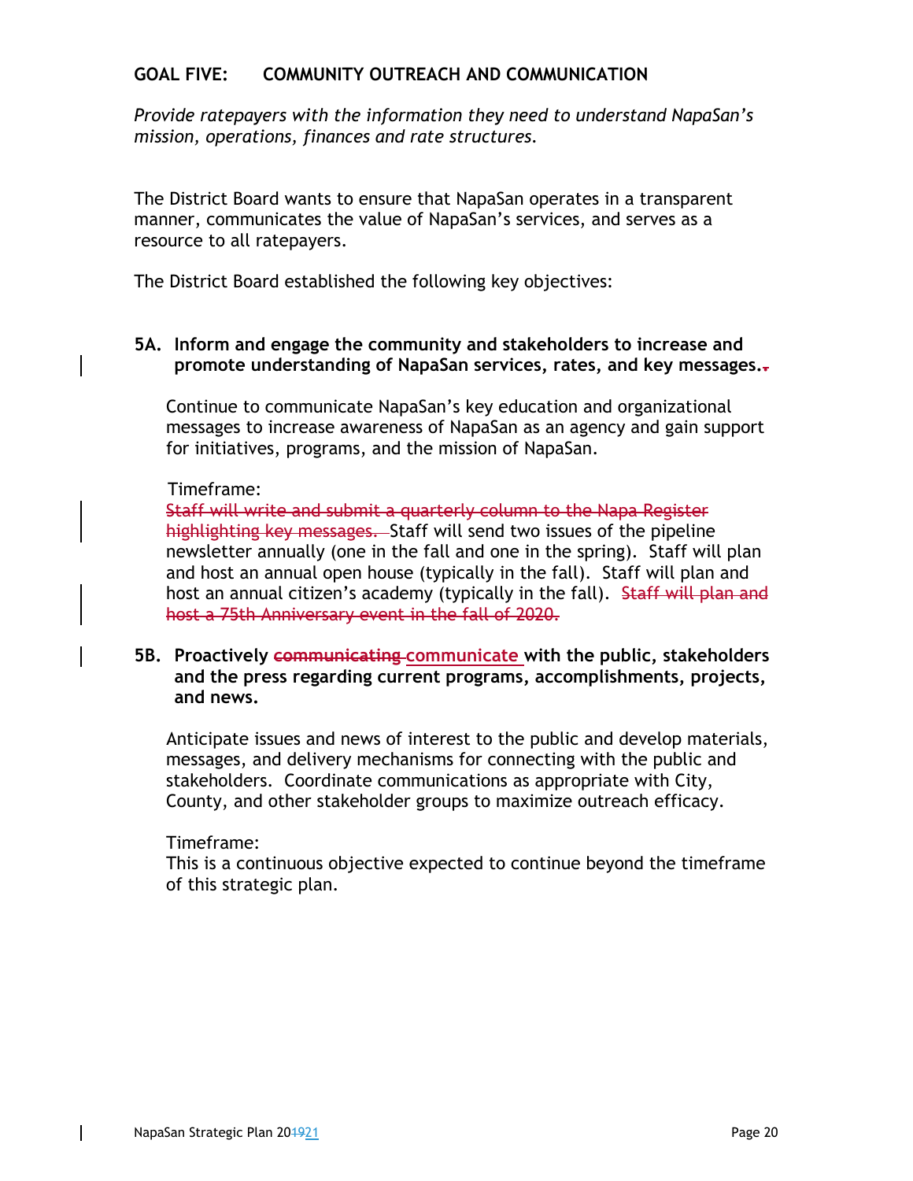## GOAL FIVE: COMMUNITY OUTREACH AND COMMUNICATION

*Provide ratepayers with the information they need to understand NapaSan's mission, operations, finances and rate structures.*

The District Board wants to ensure that NapaSan operates in a transparent manner, communicates the value of NapaSan's services, and serves as a resource to all ratepayers.

The District Board established the following key objectives:

### 5A. Inform and engage the community and stakeholders to increase and promote understanding of NapaSan services, rates, and key messages.~~.~~

Continue to communicate NapaSan's key education and organizational messages to increase awareness of NapaSan as an agency and gain support for initiatives, programs, and the mission of NapaSan.

Timeframe:
~~Staff will write and submit a quarterly column to the Napa Register highlighting key messages.~~ Staff will send two issues of the pipeline newsletter annually (one in the fall and one in the spring). Staff will plan and host an annual open house (typically in the fall). Staff will plan and host an annual citizen's academy (typically in the fall). ~~Staff will plan and host a 75th Anniversary event in the fall of 2020.~~

### 5B. Proactively ~~communicating~~ communicate with the public, stakeholders and the press regarding current programs, accomplishments, projects, and news.

Anticipate issues and news of interest to the public and develop materials, messages, and delivery mechanisms for connecting with the public and stakeholders. Coordinate communications as appropriate with City, County, and other stakeholder groups to maximize outreach efficacy.

Timeframe:
This is a continuous objective expected to continue beyond the timeframe of this strategic plan.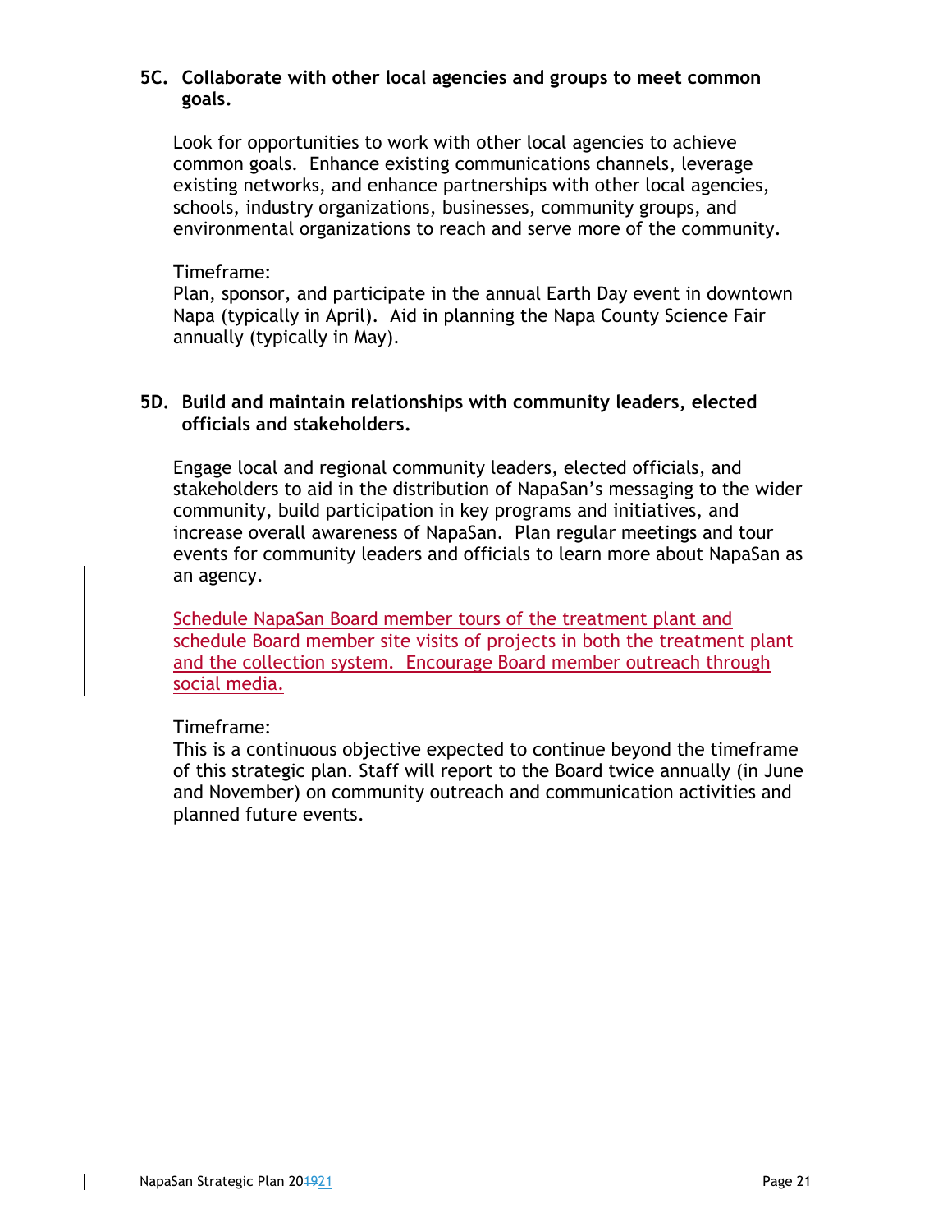### 5C. Collaborate with other local agencies and groups to meet common goals.

Look for opportunities to work with other local agencies to achieve common goals. Enhance existing communications channels, leverage existing networks, and enhance partnerships with other local agencies, schools, industry organizations, businesses, community groups, and environmental organizations to reach and serve more of the community.

Timeframe:
Plan, sponsor, and participate in the annual Earth Day event in downtown Napa (typically in April). Aid in planning the Napa County Science Fair annually (typically in May).

### 5D. Build and maintain relationships with community leaders, elected officials and stakeholders.

Engage local and regional community leaders, elected officials, and stakeholders to aid in the distribution of NapaSan's messaging to the wider community, build participation in key programs and initiatives, and increase overall awareness of NapaSan. Plan regular meetings and tour events for community leaders and officials to learn more about NapaSan as an agency.

Schedule NapaSan Board member tours of the treatment plant and schedule Board member site visits of projects in both the treatment plant and the collection system. Encourage Board member outreach through social media.

Timeframe:
This is a continuous objective expected to continue beyond the timeframe of this strategic plan. Staff will report to the Board twice annually (in June and November) on community outreach and communication activities and planned future events.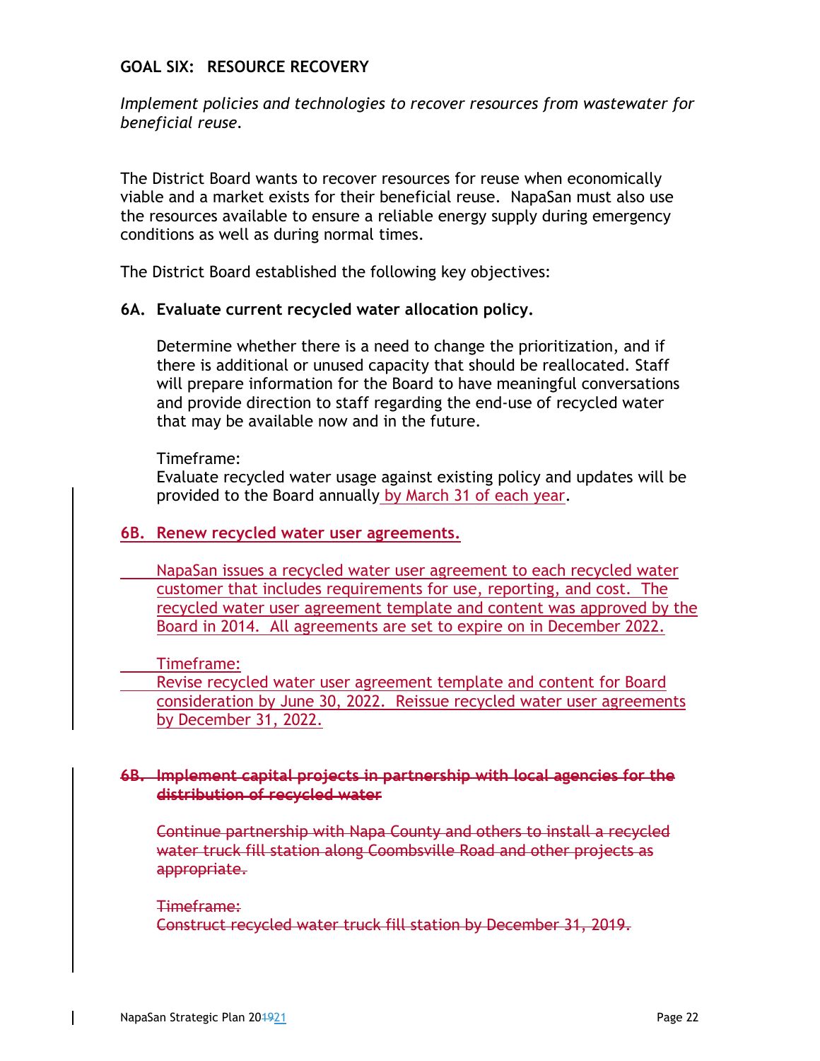## GOAL SIX: RESOURCE RECOVERY

*Implement policies and technologies to recover resources from wastewater for beneficial reuse.*

The District Board wants to recover resources for reuse when economically viable and a market exists for their beneficial reuse. NapaSan must also use the resources available to ensure a reliable energy supply during emergency conditions as well as during normal times.

The District Board established the following key objectives:

### 6A. Evaluate current recycled water allocation policy.

Determine whether there is a need to change the prioritization, and if there is additional or unused capacity that should be reallocated. Staff will prepare information for the Board to have meaningful conversations and provide direction to staff regarding the end-use of recycled water that may be available now and in the future.

Timeframe:
Evaluate recycled water usage against existing policy and updates will be provided to the Board annually by March 31 of each year.

### 6B. Renew recycled water user agreements.

NapaSan issues a recycled water user agreement to each recycled water customer that includes requirements for use, reporting, and cost. The recycled water user agreement template and content was approved by the Board in 2014. All agreements are set to expire on in December 2022.

Timeframe:
Revise recycled water user agreement template and content for Board consideration by June 30, 2022. Reissue recycled water user agreements by December 31, 2022.

### ~~6B. Implement capital projects in partnership with local agencies for the distribution of recycled water~~

~~Continue partnership with Napa County and others to install a recycled water truck fill station along Coombsville Road and other projects as appropriate.~~

~~Timeframe:~~
~~Construct recycled water truck fill station by December 31, 2019.~~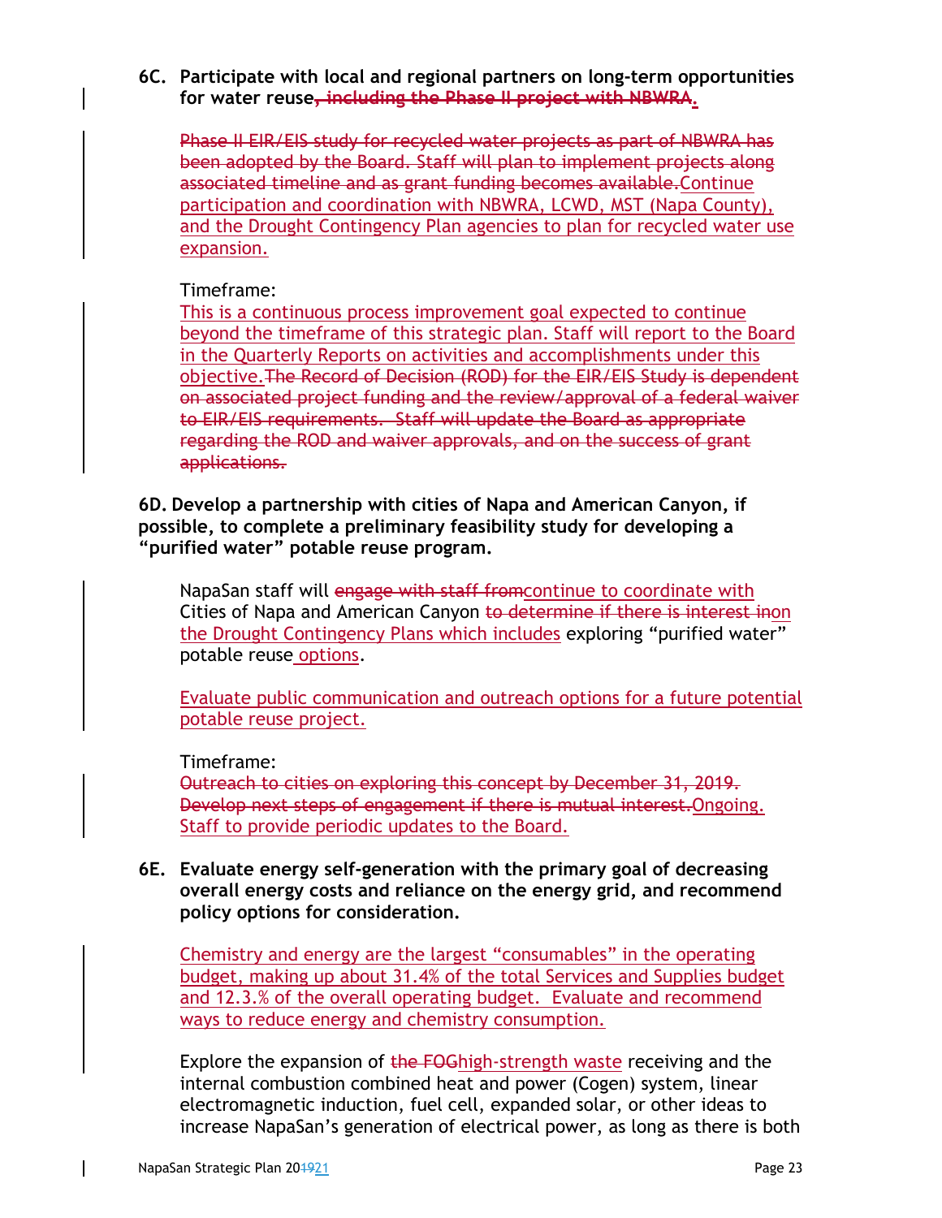**6C. Participate with local and regional partners on long-term opportunities for water reuse~~, including the Phase II project with NBWRA~~.**

~~Phase II EIR/EIS study for recycled water projects as part of NBWRA has been adopted by the Board. Staff will plan to implement projects along associated timeline and as grant funding becomes available.~~Continue participation and coordination with NBWRA, LCWD, MST (Napa County), and the Drought Contingency Plan agencies to plan for recycled water use expansion.

Timeframe:
This is a continuous process improvement goal expected to continue beyond the timeframe of this strategic plan. Staff will report to the Board in the Quarterly Reports on activities and accomplishments under this objective.~~The Record of Decision (ROD) for the EIR/EIS Study is dependent on associated project funding and the review/approval of a federal waiver to EIR/EIS requirements. Staff will update the Board as appropriate regarding the ROD and waiver approvals, and on the success of grant applications.~~

**6D. Develop a partnership with cities of Napa and American Canyon, if possible, to complete a preliminary feasibility study for developing a "purified water" potable reuse program.**

NapaSan staff will ~~engage with staff from~~continue to coordinate with Cities of Napa and American Canyon ~~to determine if there is interest in~~on the Drought Contingency Plans which includes exploring "purified water" potable reuse options.

Evaluate public communication and outreach options for a future potential potable reuse project.

Timeframe:
~~Outreach to cities on exploring this concept by December 31, 2019. Develop next steps of engagement if there is mutual interest.~~Ongoing. Staff to provide periodic updates to the Board.

**6E. Evaluate energy self-generation with the primary goal of decreasing overall energy costs and reliance on the energy grid, and recommend policy options for consideration.**

Chemistry and energy are the largest "consumables" in the operating budget, making up about 31.4% of the total Services and Supplies budget and 12.3.% of the overall operating budget. Evaluate and recommend ways to reduce energy and chemistry consumption.

Explore the expansion of ~~the FOG~~high-strength waste receiving and the internal combustion combined heat and power (Cogen) system, linear electromagnetic induction, fuel cell, expanded solar, or other ideas to increase NapaSan's generation of electrical power, as long as there is both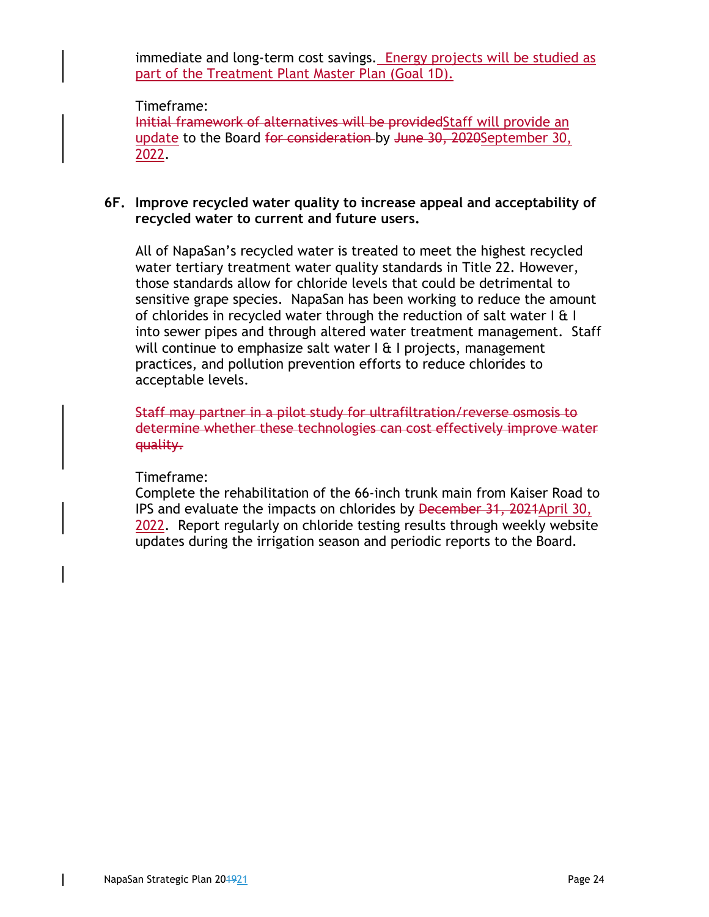immediate and long-term cost savings. Energy projects will be studied as part of the Treatment Plant Master Plan (Goal 1D).

Timeframe:
~~Initial framework of alternatives will be provided~~Staff will provide an update to the Board ~~for consideration~~ by ~~June 30, 2020~~September 30, 2022.

**6F. Improve recycled water quality to increase appeal and acceptability of recycled water to current and future users.**

All of NapaSan's recycled water is treated to meet the highest recycled water tertiary treatment water quality standards in Title 22. However, those standards allow for chloride levels that could be detrimental to sensitive grape species. NapaSan has been working to reduce the amount of chlorides in recycled water through the reduction of salt water I & I into sewer pipes and through altered water treatment management. Staff will continue to emphasize salt water I & I projects, management practices, and pollution prevention efforts to reduce chlorides to acceptable levels.

~~Staff may partner in a pilot study for ultrafiltration/reverse osmosis to determine whether these technologies can cost effectively improve water quality.~~

Timeframe:
Complete the rehabilitation of the 66-inch trunk main from Kaiser Road to IPS and evaluate the impacts on chlorides by ~~December 31, 2021~~April 30, 2022. Report regularly on chloride testing results through weekly website updates during the irrigation season and periodic reports to the Board.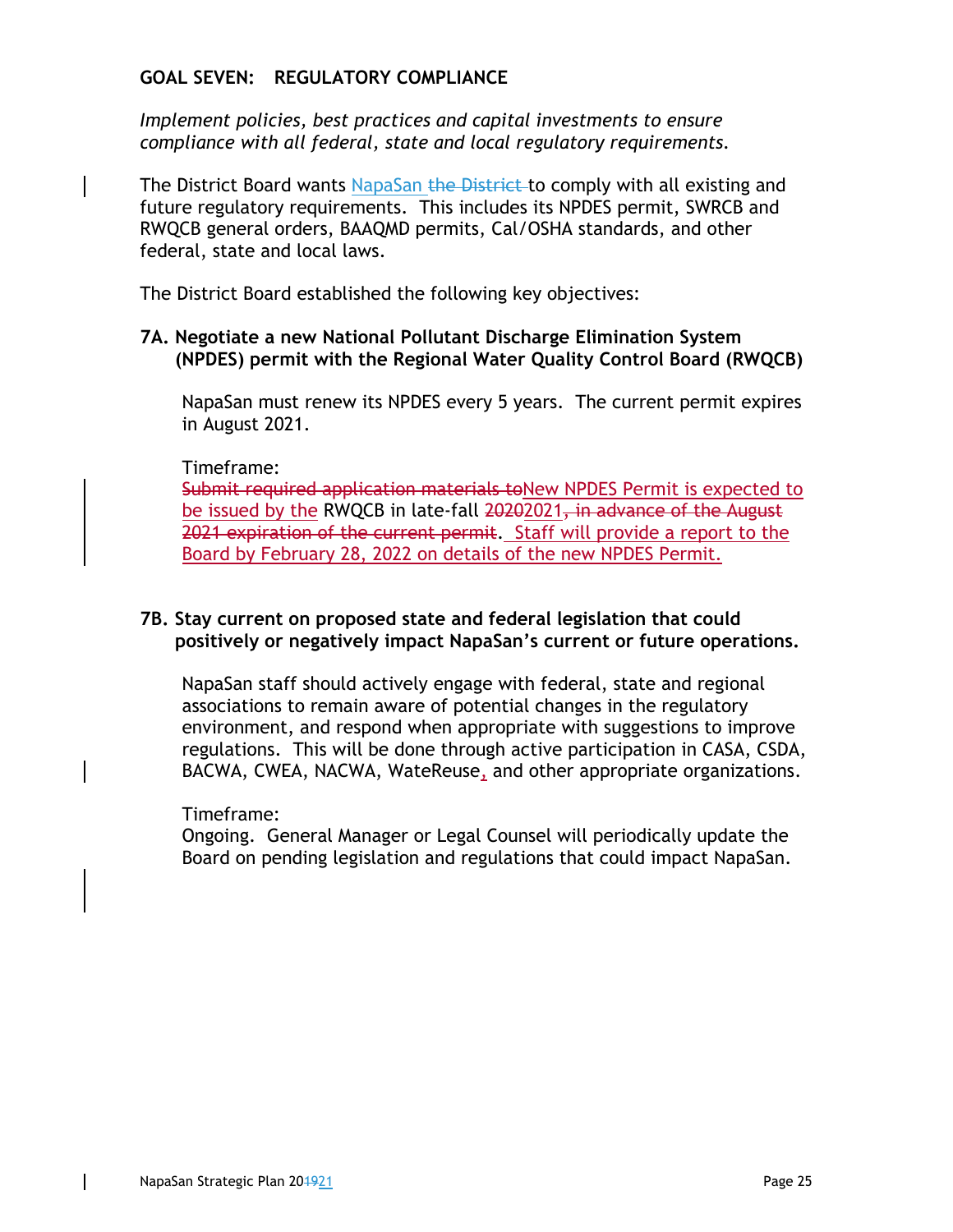## GOAL SEVEN: REGULATORY COMPLIANCE

*Implement policies, best practices and capital investments to ensure compliance with all federal, state and local regulatory requirements.*

The District Board wants NapaSan ~~the District~~ to comply with all existing and future regulatory requirements. This includes its NPDES permit, SWRCB and RWQCB general orders, BAAQMD permits, Cal/OSHA standards, and other federal, state and local laws.

The District Board established the following key objectives:

### 7A. Negotiate a new National Pollutant Discharge Elimination System (NPDES) permit with the Regional Water Quality Control Board (RWQCB)

NapaSan must renew its NPDES every 5 years. The current permit expires in August 2021.

Timeframe:
~~Submit required application materials to~~New NPDES Permit is expected to be issued by the RWQCB in late-fall ~~2020~~2021~~, in advance of the August 2021 expiration of the current permit~~. Staff will provide a report to the Board by February 28, 2022 on details of the new NPDES Permit.

### 7B. Stay current on proposed state and federal legislation that could positively or negatively impact NapaSan's current or future operations.

NapaSan staff should actively engage with federal, state and regional associations to remain aware of potential changes in the regulatory environment, and respond when appropriate with suggestions to improve regulations. This will be done through active participation in CASA, CSDA, BACWA, CWEA, NACWA, WateReuse, and other appropriate organizations.

Timeframe:
Ongoing. General Manager or Legal Counsel will periodically update the Board on pending legislation and regulations that could impact NapaSan.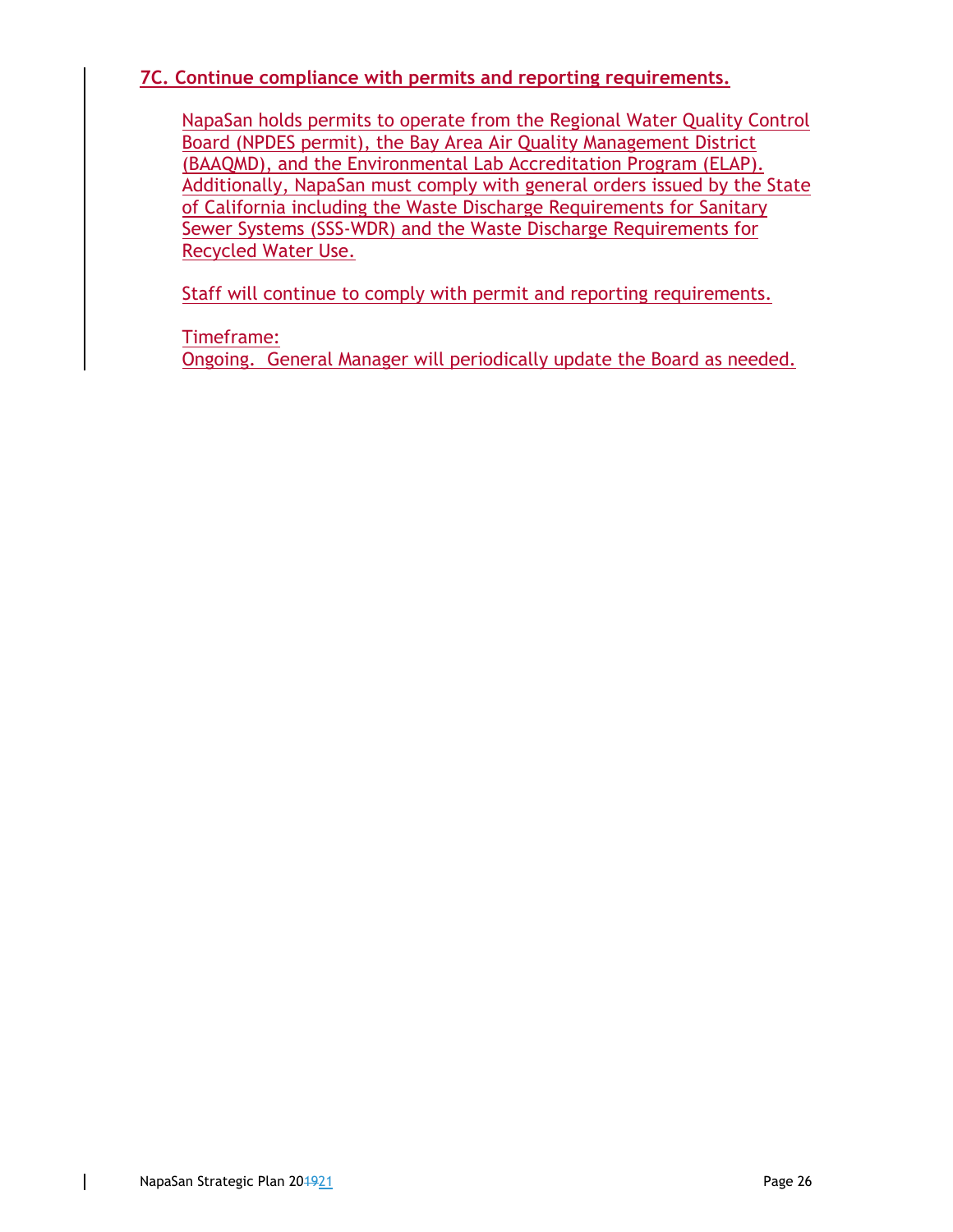### 7C. Continue compliance with permits and reporting requirements.

NapaSan holds permits to operate from the Regional Water Quality Control Board (NPDES permit), the Bay Area Air Quality Management District (BAAQMD), and the Environmental Lab Accreditation Program (ELAP). Additionally, NapaSan must comply with general orders issued by the State of California including the Waste Discharge Requirements for Sanitary Sewer Systems (SSS-WDR) and the Waste Discharge Requirements for Recycled Water Use.

Staff will continue to comply with permit and reporting requirements.

Timeframe:
Ongoing. General Manager will periodically update the Board as needed.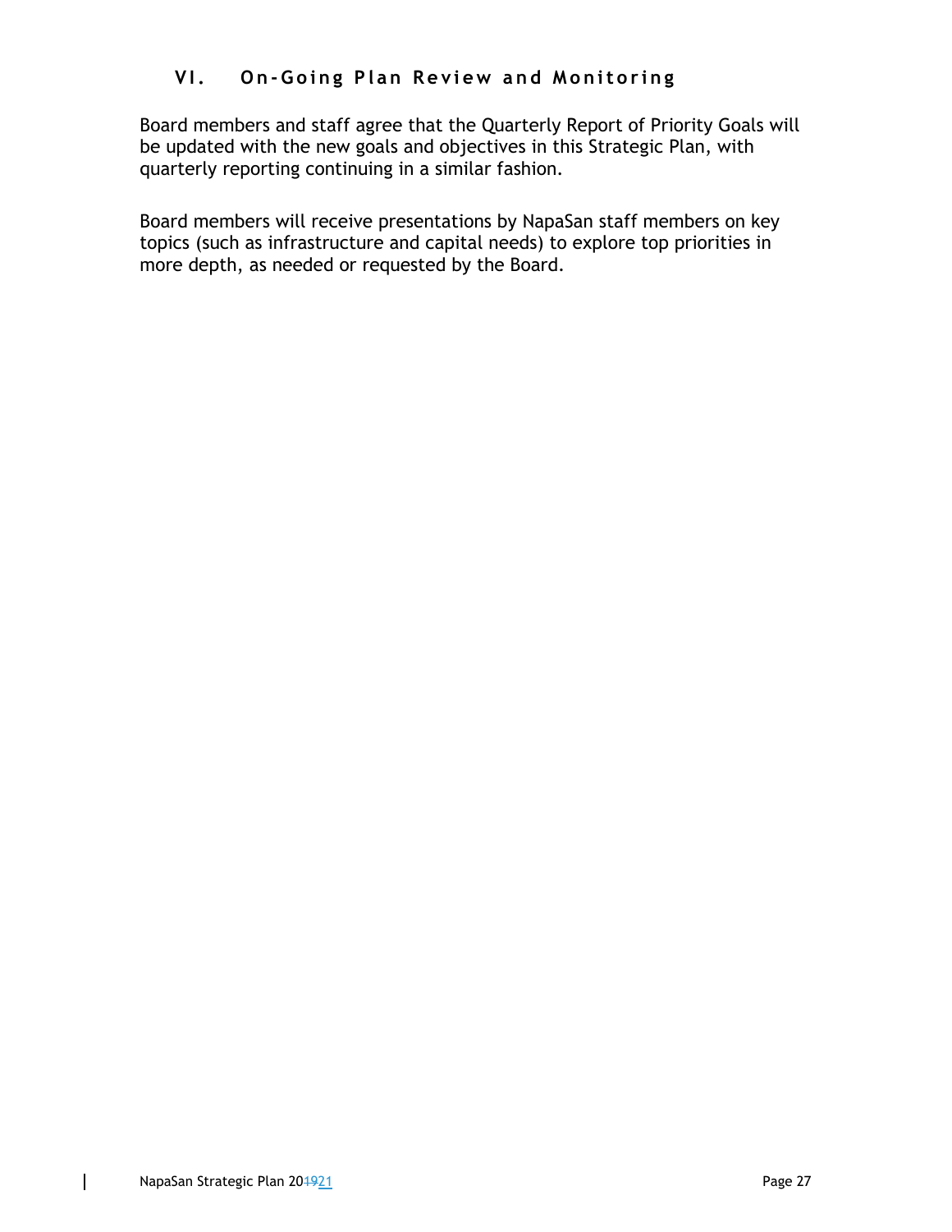## VI. On-Going Plan Review and Monitoring

Board members and staff agree that the Quarterly Report of Priority Goals will be updated with the new goals and objectives in this Strategic Plan, with quarterly reporting continuing in a similar fashion.

Board members will receive presentations by NapaSan staff members on key topics (such as infrastructure and capital needs) to explore top priorities in more depth, as needed or requested by the Board.